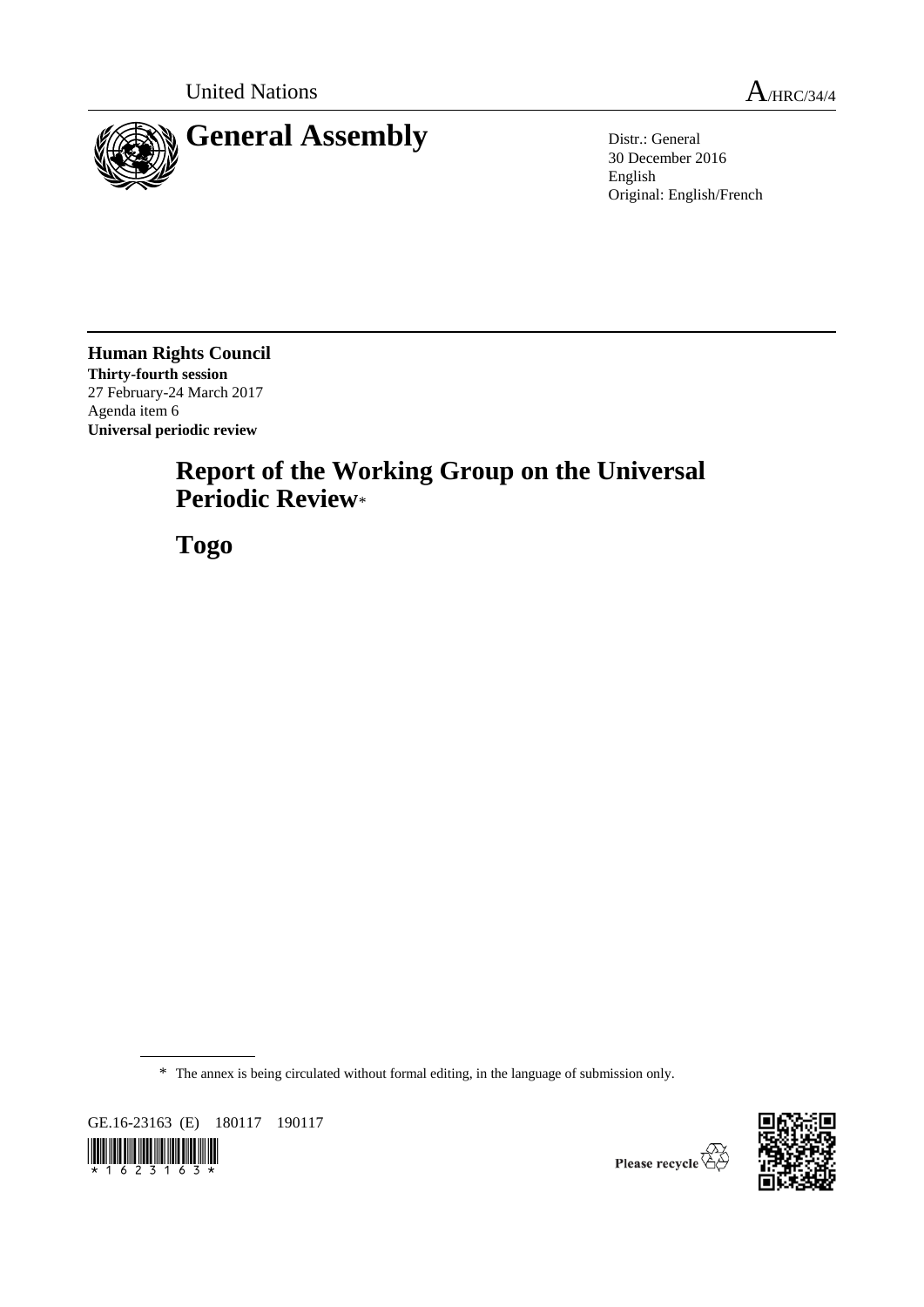United Nations A/HRC/34/4

# General Assembly

Distr.: General
30 December 2016
English
Original: English/French

**Human Rights Council**
**Thirty-fourth session**
27 February-24 March 2017
Agenda item 6
**Universal periodic review**

# Report of the Working Group on the Universal Periodic Review*

# Togo

\* The annex is being circulated without formal editing, in the language of submission only.

GE.16-23163 (E) 180117 190117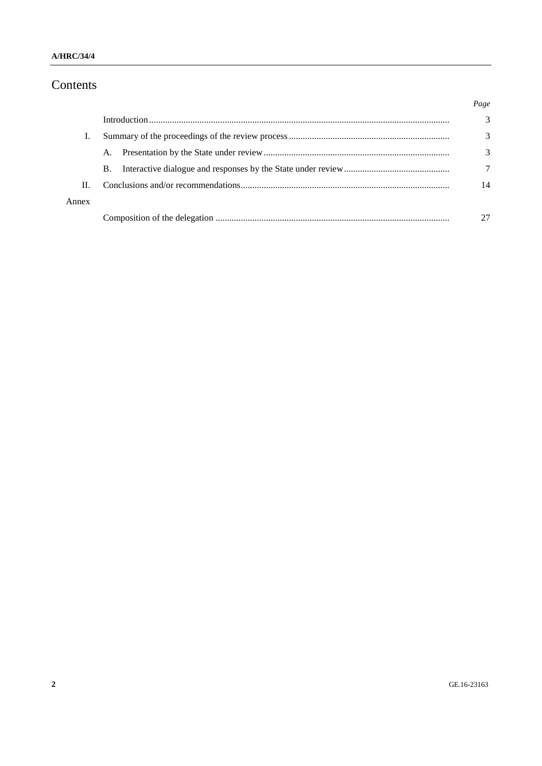# Contents

| | | *Page* |
|---|---|---|
| | Introduction | 3 |
| I. | Summary of the proceedings of the review process | 3 |
| | A. Presentation by the State under review | 3 |
| | B. Interactive dialogue and responses by the State under review | 7 |
| II. | Conclusions and/or recommendations | 14 |
| Annex | | |
| | Composition of the delegation | 27 |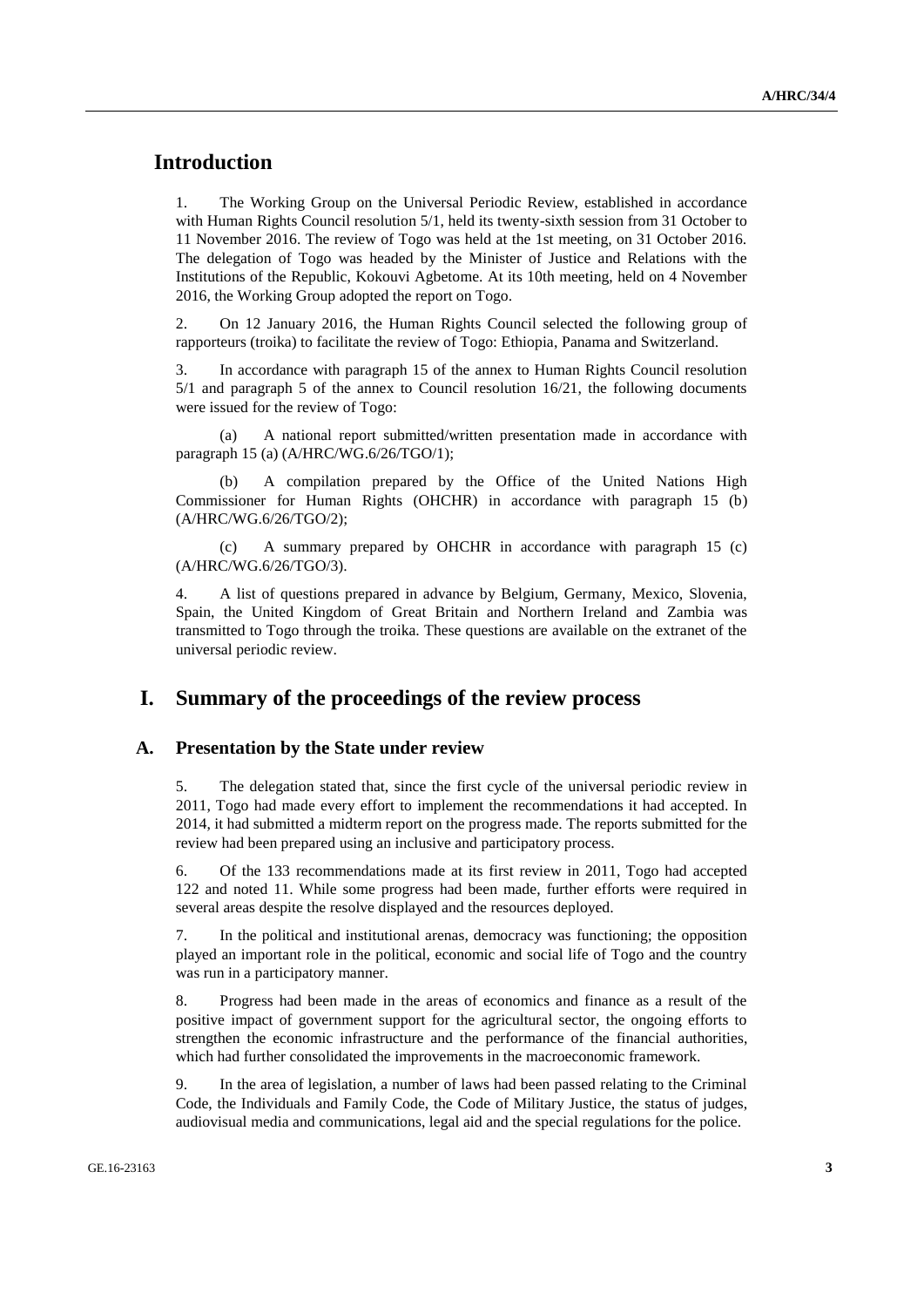# Introduction

1. The Working Group on the Universal Periodic Review, established in accordance with Human Rights Council resolution 5/1, held its twenty-sixth session from 31 October to 11 November 2016. The review of Togo was held at the 1st meeting, on 31 October 2016. The delegation of Togo was headed by the Minister of Justice and Relations with the Institutions of the Republic, Kokouvi Agbetome. At its 10th meeting, held on 4 November 2016, the Working Group adopted the report on Togo.

2. On 12 January 2016, the Human Rights Council selected the following group of rapporteurs (troika) to facilitate the review of Togo: Ethiopia, Panama and Switzerland.

3. In accordance with paragraph 15 of the annex to Human Rights Council resolution 5/1 and paragraph 5 of the annex to Council resolution 16/21, the following documents were issued for the review of Togo:

(a) A national report submitted/written presentation made in accordance with paragraph 15 (a) (A/HRC/WG.6/26/TGO/1);

(b) A compilation prepared by the Office of the United Nations High Commissioner for Human Rights (OHCHR) in accordance with paragraph 15 (b) (A/HRC/WG.6/26/TGO/2);

(c) A summary prepared by OHCHR in accordance with paragraph 15 (c) (A/HRC/WG.6/26/TGO/3).

4. A list of questions prepared in advance by Belgium, Germany, Mexico, Slovenia, Spain, the United Kingdom of Great Britain and Northern Ireland and Zambia was transmitted to Togo through the troika. These questions are available on the extranet of the universal periodic review.

# I. Summary of the proceedings of the review process

## A. Presentation by the State under review

5. The delegation stated that, since the first cycle of the universal periodic review in 2011, Togo had made every effort to implement the recommendations it had accepted. In 2014, it had submitted a midterm report on the progress made. The reports submitted for the review had been prepared using an inclusive and participatory process.

6. Of the 133 recommendations made at its first review in 2011, Togo had accepted 122 and noted 11. While some progress had been made, further efforts were required in several areas despite the resolve displayed and the resources deployed.

7. In the political and institutional arenas, democracy was functioning; the opposition played an important role in the political, economic and social life of Togo and the country was run in a participatory manner.

8. Progress had been made in the areas of economics and finance as a result of the positive impact of government support for the agricultural sector, the ongoing efforts to strengthen the economic infrastructure and the performance of the financial authorities, which had further consolidated the improvements in the macroeconomic framework.

9. In the area of legislation, a number of laws had been passed relating to the Criminal Code, the Individuals and Family Code, the Code of Military Justice, the status of judges, audiovisual media and communications, legal aid and the special regulations for the police.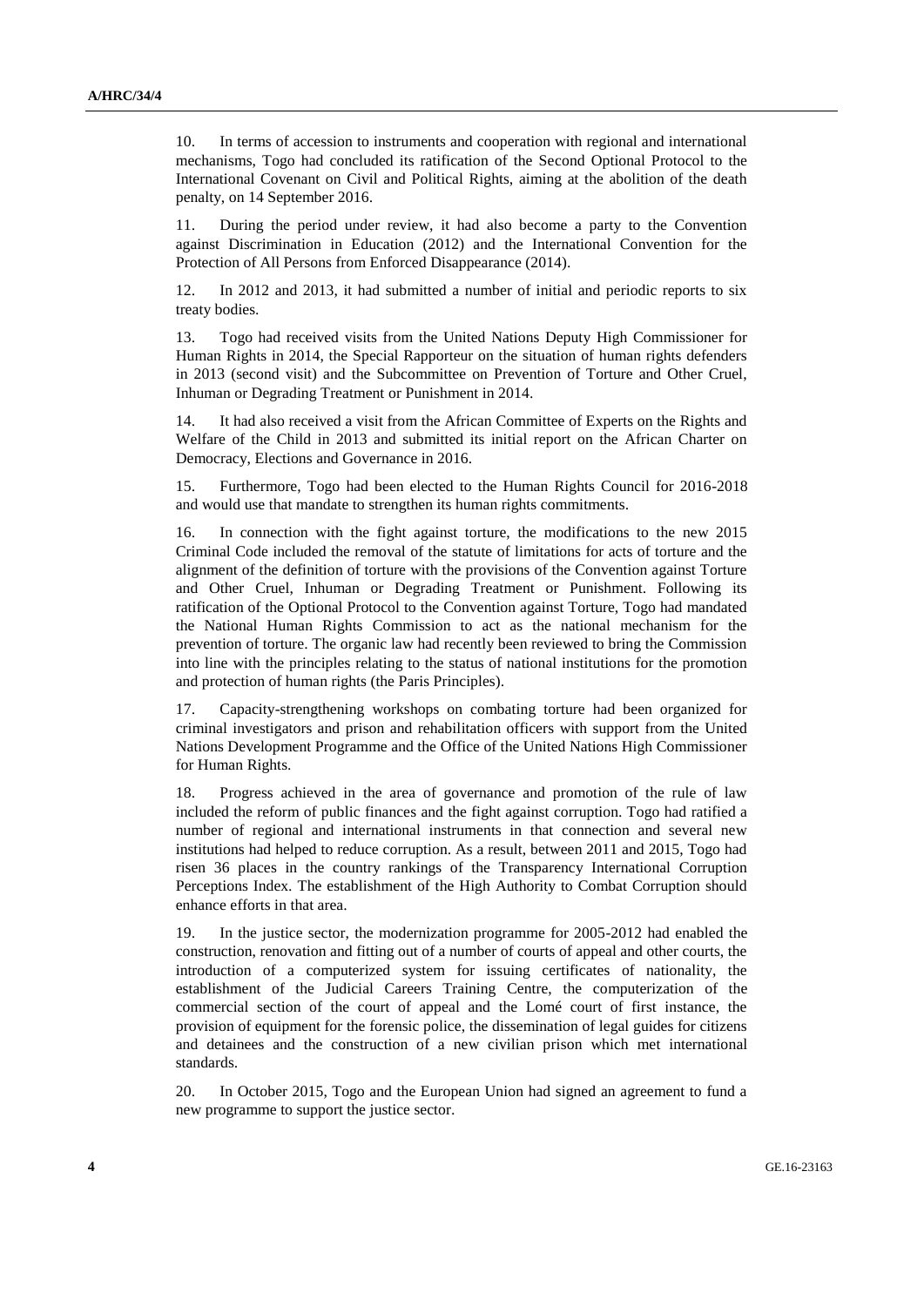10. In terms of accession to instruments and cooperation with regional and international mechanisms, Togo had concluded its ratification of the Second Optional Protocol to the International Covenant on Civil and Political Rights, aiming at the abolition of the death penalty, on 14 September 2016.

11. During the period under review, it had also become a party to the Convention against Discrimination in Education (2012) and the International Convention for the Protection of All Persons from Enforced Disappearance (2014).

12. In 2012 and 2013, it had submitted a number of initial and periodic reports to six treaty bodies.

13. Togo had received visits from the United Nations Deputy High Commissioner for Human Rights in 2014, the Special Rapporteur on the situation of human rights defenders in 2013 (second visit) and the Subcommittee on Prevention of Torture and Other Cruel, Inhuman or Degrading Treatment or Punishment in 2014.

14. It had also received a visit from the African Committee of Experts on the Rights and Welfare of the Child in 2013 and submitted its initial report on the African Charter on Democracy, Elections and Governance in 2016.

15. Furthermore, Togo had been elected to the Human Rights Council for 2016-2018 and would use that mandate to strengthen its human rights commitments.

16. In connection with the fight against torture, the modifications to the new 2015 Criminal Code included the removal of the statute of limitations for acts of torture and the alignment of the definition of torture with the provisions of the Convention against Torture and Other Cruel, Inhuman or Degrading Treatment or Punishment. Following its ratification of the Optional Protocol to the Convention against Torture, Togo had mandated the National Human Rights Commission to act as the national mechanism for the prevention of torture. The organic law had recently been reviewed to bring the Commission into line with the principles relating to the status of national institutions for the promotion and protection of human rights (the Paris Principles).

17. Capacity-strengthening workshops on combating torture had been organized for criminal investigators and prison and rehabilitation officers with support from the United Nations Development Programme and the Office of the United Nations High Commissioner for Human Rights.

18. Progress achieved in the area of governance and promotion of the rule of law included the reform of public finances and the fight against corruption. Togo had ratified a number of regional and international instruments in that connection and several new institutions had helped to reduce corruption. As a result, between 2011 and 2015, Togo had risen 36 places in the country rankings of the Transparency International Corruption Perceptions Index. The establishment of the High Authority to Combat Corruption should enhance efforts in that area.

19. In the justice sector, the modernization programme for 2005-2012 had enabled the construction, renovation and fitting out of a number of courts of appeal and other courts, the introduction of a computerized system for issuing certificates of nationality, the establishment of the Judicial Careers Training Centre, the computerization of the commercial section of the court of appeal and the Lomé court of first instance, the provision of equipment for the forensic police, the dissemination of legal guides for citizens and detainees and the construction of a new civilian prison which met international standards.

20. In October 2015, Togo and the European Union had signed an agreement to fund a new programme to support the justice sector.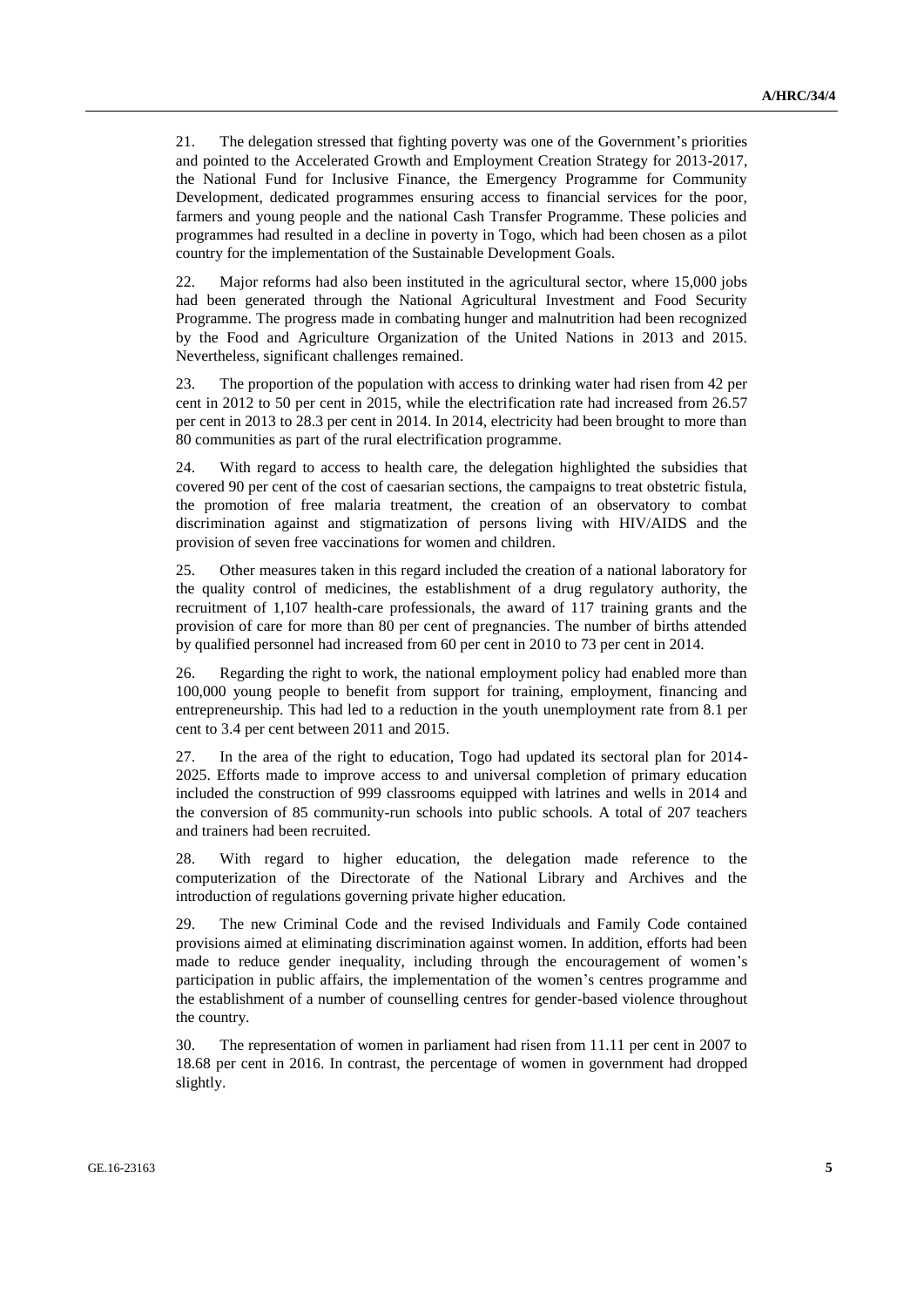21. The delegation stressed that fighting poverty was one of the Government's priorities and pointed to the Accelerated Growth and Employment Creation Strategy for 2013-2017, the National Fund for Inclusive Finance, the Emergency Programme for Community Development, dedicated programmes ensuring access to financial services for the poor, farmers and young people and the national Cash Transfer Programme. These policies and programmes had resulted in a decline in poverty in Togo, which had been chosen as a pilot country for the implementation of the Sustainable Development Goals.

22. Major reforms had also been instituted in the agricultural sector, where 15,000 jobs had been generated through the National Agricultural Investment and Food Security Programme. The progress made in combating hunger and malnutrition had been recognized by the Food and Agriculture Organization of the United Nations in 2013 and 2015. Nevertheless, significant challenges remained.

23. The proportion of the population with access to drinking water had risen from 42 per cent in 2012 to 50 per cent in 2015, while the electrification rate had increased from 26.57 per cent in 2013 to 28.3 per cent in 2014. In 2014, electricity had been brought to more than 80 communities as part of the rural electrification programme.

24. With regard to access to health care, the delegation highlighted the subsidies that covered 90 per cent of the cost of caesarian sections, the campaigns to treat obstetric fistula, the promotion of free malaria treatment, the creation of an observatory to combat discrimination against and stigmatization of persons living with HIV/AIDS and the provision of seven free vaccinations for women and children.

25. Other measures taken in this regard included the creation of a national laboratory for the quality control of medicines, the establishment of a drug regulatory authority, the recruitment of 1,107 health-care professionals, the award of 117 training grants and the provision of care for more than 80 per cent of pregnancies. The number of births attended by qualified personnel had increased from 60 per cent in 2010 to 73 per cent in 2014.

26. Regarding the right to work, the national employment policy had enabled more than 100,000 young people to benefit from support for training, employment, financing and entrepreneurship. This had led to a reduction in the youth unemployment rate from 8.1 per cent to 3.4 per cent between 2011 and 2015.

27. In the area of the right to education, Togo had updated its sectoral plan for 2014-2025. Efforts made to improve access to and universal completion of primary education included the construction of 999 classrooms equipped with latrines and wells in 2014 and the conversion of 85 community-run schools into public schools. A total of 207 teachers and trainers had been recruited.

28. With regard to higher education, the delegation made reference to the computerization of the Directorate of the National Library and Archives and the introduction of regulations governing private higher education.

29. The new Criminal Code and the revised Individuals and Family Code contained provisions aimed at eliminating discrimination against women. In addition, efforts had been made to reduce gender inequality, including through the encouragement of women's participation in public affairs, the implementation of the women's centres programme and the establishment of a number of counselling centres for gender-based violence throughout the country.

30. The representation of women in parliament had risen from 11.11 per cent in 2007 to 18.68 per cent in 2016. In contrast, the percentage of women in government had dropped slightly.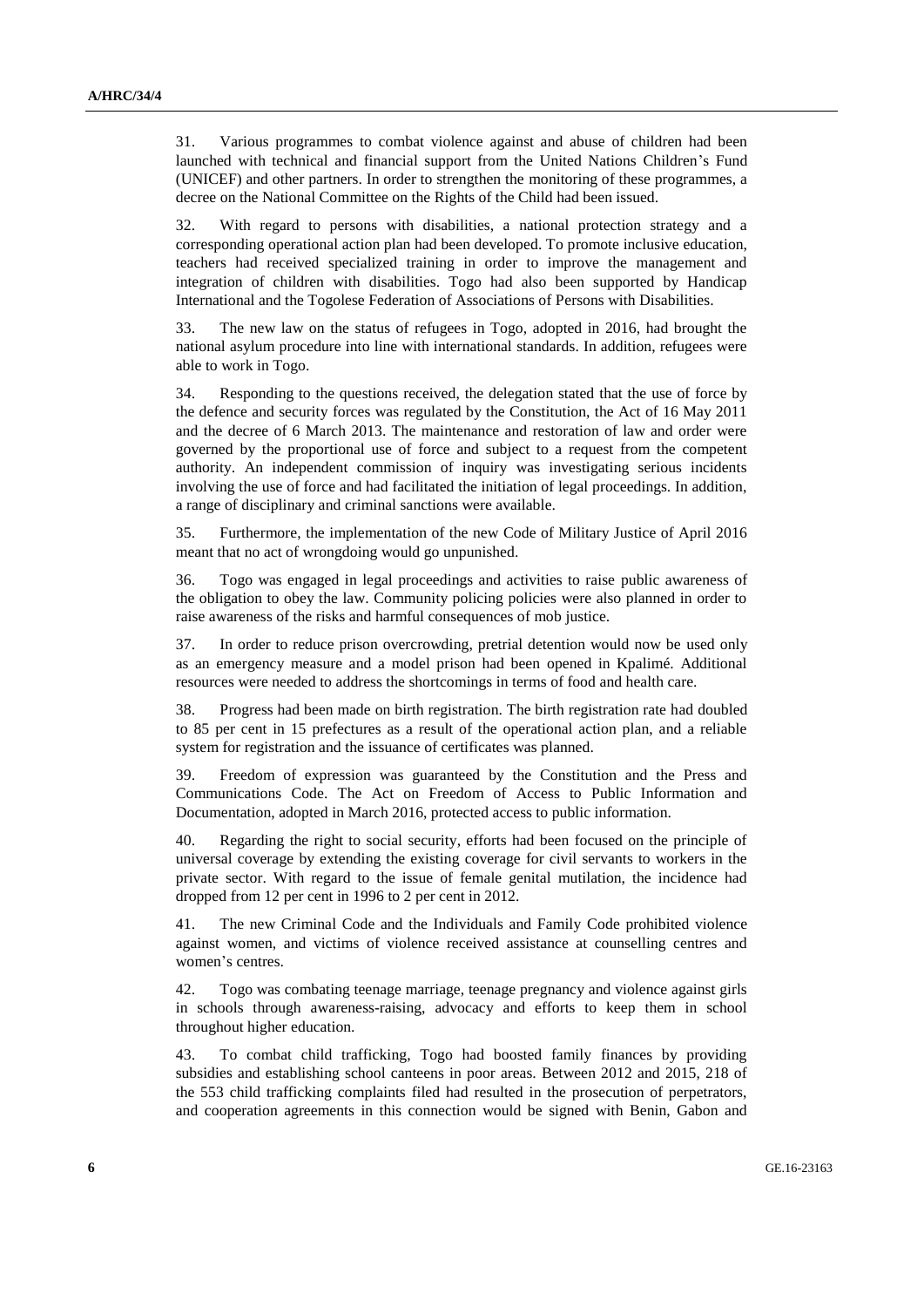31. Various programmes to combat violence against and abuse of children had been launched with technical and financial support from the United Nations Children's Fund (UNICEF) and other partners. In order to strengthen the monitoring of these programmes, a decree on the National Committee on the Rights of the Child had been issued.

32. With regard to persons with disabilities, a national protection strategy and a corresponding operational action plan had been developed. To promote inclusive education, teachers had received specialized training in order to improve the management and integration of children with disabilities. Togo had also been supported by Handicap International and the Togolese Federation of Associations of Persons with Disabilities.

33. The new law on the status of refugees in Togo, adopted in 2016, had brought the national asylum procedure into line with international standards. In addition, refugees were able to work in Togo.

34. Responding to the questions received, the delegation stated that the use of force by the defence and security forces was regulated by the Constitution, the Act of 16 May 2011 and the decree of 6 March 2013. The maintenance and restoration of law and order were governed by the proportional use of force and subject to a request from the competent authority. An independent commission of inquiry was investigating serious incidents involving the use of force and had facilitated the initiation of legal proceedings. In addition, a range of disciplinary and criminal sanctions were available.

35. Furthermore, the implementation of the new Code of Military Justice of April 2016 meant that no act of wrongdoing would go unpunished.

36. Togo was engaged in legal proceedings and activities to raise public awareness of the obligation to obey the law. Community policing policies were also planned in order to raise awareness of the risks and harmful consequences of mob justice.

37. In order to reduce prison overcrowding, pretrial detention would now be used only as an emergency measure and a model prison had been opened in Kpalimé. Additional resources were needed to address the shortcomings in terms of food and health care.

38. Progress had been made on birth registration. The birth registration rate had doubled to 85 per cent in 15 prefectures as a result of the operational action plan, and a reliable system for registration and the issuance of certificates was planned.

39. Freedom of expression was guaranteed by the Constitution and the Press and Communications Code. The Act on Freedom of Access to Public Information and Documentation, adopted in March 2016, protected access to public information.

40. Regarding the right to social security, efforts had been focused on the principle of universal coverage by extending the existing coverage for civil servants to workers in the private sector. With regard to the issue of female genital mutilation, the incidence had dropped from 12 per cent in 1996 to 2 per cent in 2012.

41. The new Criminal Code and the Individuals and Family Code prohibited violence against women, and victims of violence received assistance at counselling centres and women's centres.

42. Togo was combating teenage marriage, teenage pregnancy and violence against girls in schools through awareness-raising, advocacy and efforts to keep them in school throughout higher education.

43. To combat child trafficking, Togo had boosted family finances by providing subsidies and establishing school canteens in poor areas. Between 2012 and 2015, 218 of the 553 child trafficking complaints filed had resulted in the prosecution of perpetrators, and cooperation agreements in this connection would be signed with Benin, Gabon and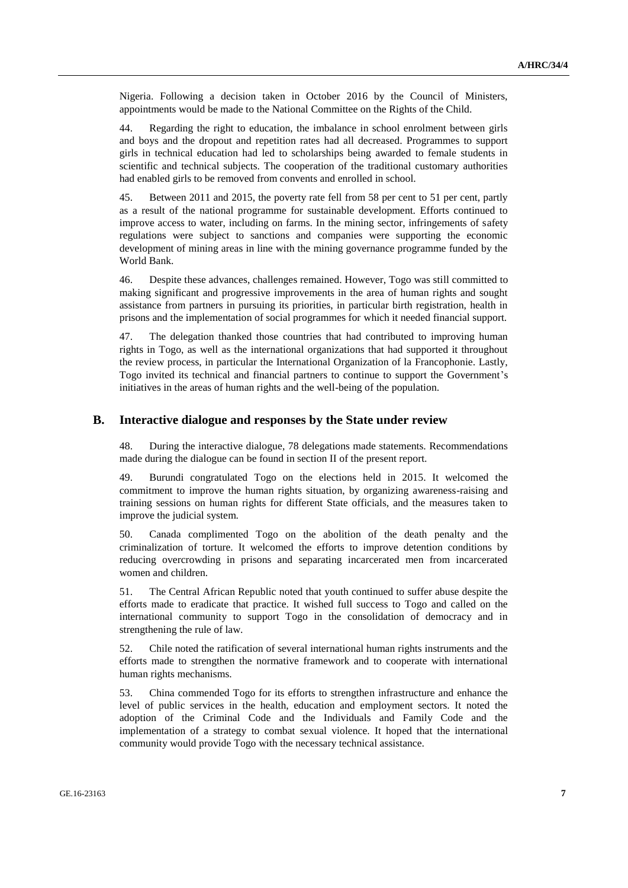Nigeria. Following a decision taken in October 2016 by the Council of Ministers, appointments would be made to the National Committee on the Rights of the Child.

44. Regarding the right to education, the imbalance in school enrolment between girls and boys and the dropout and repetition rates had all decreased. Programmes to support girls in technical education had led to scholarships being awarded to female students in scientific and technical subjects. The cooperation of the traditional customary authorities had enabled girls to be removed from convents and enrolled in school.

45. Between 2011 and 2015, the poverty rate fell from 58 per cent to 51 per cent, partly as a result of the national programme for sustainable development. Efforts continued to improve access to water, including on farms. In the mining sector, infringements of safety regulations were subject to sanctions and companies were supporting the economic development of mining areas in line with the mining governance programme funded by the World Bank.

46. Despite these advances, challenges remained. However, Togo was still committed to making significant and progressive improvements in the area of human rights and sought assistance from partners in pursuing its priorities, in particular birth registration, health in prisons and the implementation of social programmes for which it needed financial support.

47. The delegation thanked those countries that had contributed to improving human rights in Togo, as well as the international organizations that had supported it throughout the review process, in particular the International Organization of la Francophonie. Lastly, Togo invited its technical and financial partners to continue to support the Government's initiatives in the areas of human rights and the well-being of the population.

## B. Interactive dialogue and responses by the State under review

48. During the interactive dialogue, 78 delegations made statements. Recommendations made during the dialogue can be found in section II of the present report.

49. Burundi congratulated Togo on the elections held in 2015. It welcomed the commitment to improve the human rights situation, by organizing awareness-raising and training sessions on human rights for different State officials, and the measures taken to improve the judicial system.

50. Canada complimented Togo on the abolition of the death penalty and the criminalization of torture. It welcomed the efforts to improve detention conditions by reducing overcrowding in prisons and separating incarcerated men from incarcerated women and children.

51. The Central African Republic noted that youth continued to suffer abuse despite the efforts made to eradicate that practice. It wished full success to Togo and called on the international community to support Togo in the consolidation of democracy and in strengthening the rule of law.

52. Chile noted the ratification of several international human rights instruments and the efforts made to strengthen the normative framework and to cooperate with international human rights mechanisms.

53. China commended Togo for its efforts to strengthen infrastructure and enhance the level of public services in the health, education and employment sectors. It noted the adoption of the Criminal Code and the Individuals and Family Code and the implementation of a strategy to combat sexual violence. It hoped that the international community would provide Togo with the necessary technical assistance.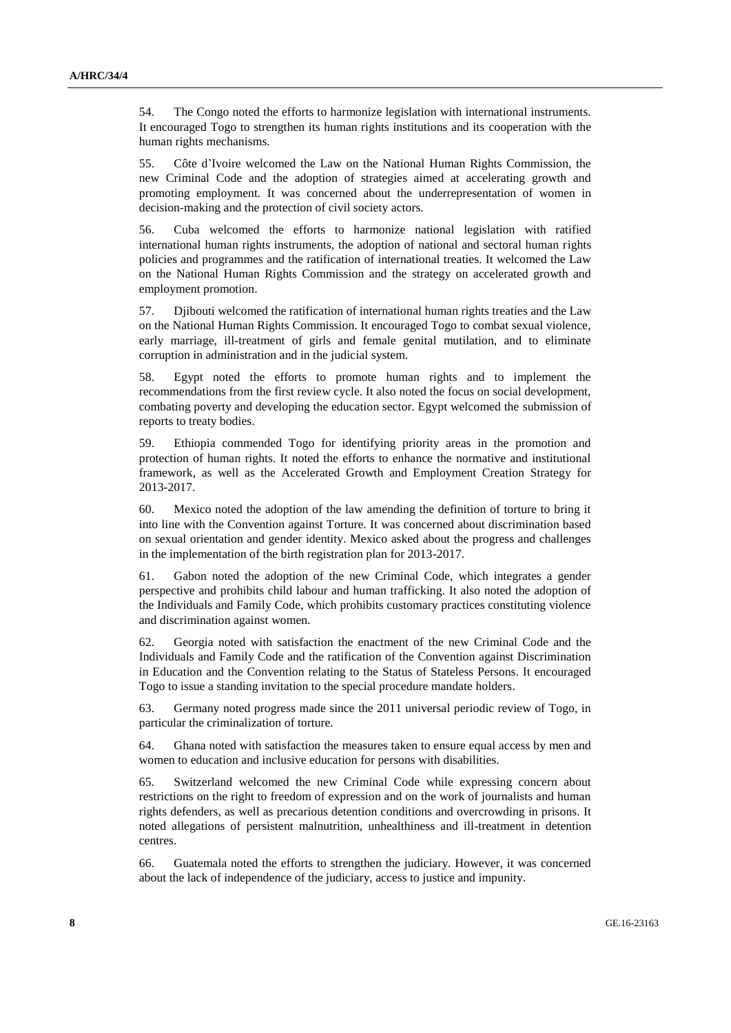54. The Congo noted the efforts to harmonize legislation with international instruments. It encouraged Togo to strengthen its human rights institutions and its cooperation with the human rights mechanisms.

55. Côte d'Ivoire welcomed the Law on the National Human Rights Commission, the new Criminal Code and the adoption of strategies aimed at accelerating growth and promoting employment. It was concerned about the underrepresentation of women in decision-making and the protection of civil society actors.

56. Cuba welcomed the efforts to harmonize national legislation with ratified international human rights instruments, the adoption of national and sectoral human rights policies and programmes and the ratification of international treaties. It welcomed the Law on the National Human Rights Commission and the strategy on accelerated growth and employment promotion.

57. Djibouti welcomed the ratification of international human rights treaties and the Law on the National Human Rights Commission. It encouraged Togo to combat sexual violence, early marriage, ill-treatment of girls and female genital mutilation, and to eliminate corruption in administration and in the judicial system.

58. Egypt noted the efforts to promote human rights and to implement the recommendations from the first review cycle. It also noted the focus on social development, combating poverty and developing the education sector. Egypt welcomed the submission of reports to treaty bodies.

59. Ethiopia commended Togo for identifying priority areas in the promotion and protection of human rights. It noted the efforts to enhance the normative and institutional framework, as well as the Accelerated Growth and Employment Creation Strategy for 2013-2017.

60. Mexico noted the adoption of the law amending the definition of torture to bring it into line with the Convention against Torture. It was concerned about discrimination based on sexual orientation and gender identity. Mexico asked about the progress and challenges in the implementation of the birth registration plan for 2013-2017.

61. Gabon noted the adoption of the new Criminal Code, which integrates a gender perspective and prohibits child labour and human trafficking. It also noted the adoption of the Individuals and Family Code, which prohibits customary practices constituting violence and discrimination against women.

62. Georgia noted with satisfaction the enactment of the new Criminal Code and the Individuals and Family Code and the ratification of the Convention against Discrimination in Education and the Convention relating to the Status of Stateless Persons. It encouraged Togo to issue a standing invitation to the special procedure mandate holders.

63. Germany noted progress made since the 2011 universal periodic review of Togo, in particular the criminalization of torture.

64. Ghana noted with satisfaction the measures taken to ensure equal access by men and women to education and inclusive education for persons with disabilities.

65. Switzerland welcomed the new Criminal Code while expressing concern about restrictions on the right to freedom of expression and on the work of journalists and human rights defenders, as well as precarious detention conditions and overcrowding in prisons. It noted allegations of persistent malnutrition, unhealthiness and ill-treatment in detention centres.

66. Guatemala noted the efforts to strengthen the judiciary. However, it was concerned about the lack of independence of the judiciary, access to justice and impunity.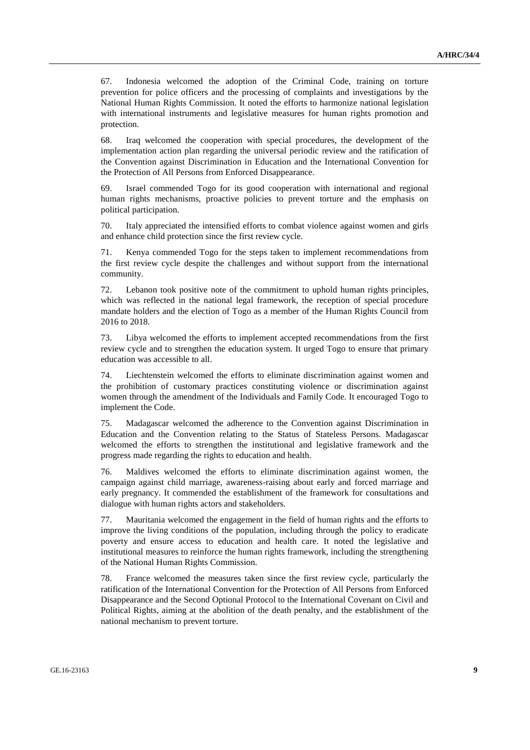67. Indonesia welcomed the adoption of the Criminal Code, training on torture prevention for police officers and the processing of complaints and investigations by the National Human Rights Commission. It noted the efforts to harmonize national legislation with international instruments and legislative measures for human rights promotion and protection.

68. Iraq welcomed the cooperation with special procedures, the development of the implementation action plan regarding the universal periodic review and the ratification of the Convention against Discrimination in Education and the International Convention for the Protection of All Persons from Enforced Disappearance.

69. Israel commended Togo for its good cooperation with international and regional human rights mechanisms, proactive policies to prevent torture and the emphasis on political participation.

70. Italy appreciated the intensified efforts to combat violence against women and girls and enhance child protection since the first review cycle.

71. Kenya commended Togo for the steps taken to implement recommendations from the first review cycle despite the challenges and without support from the international community.

72. Lebanon took positive note of the commitment to uphold human rights principles, which was reflected in the national legal framework, the reception of special procedure mandate holders and the election of Togo as a member of the Human Rights Council from 2016 to 2018.

73. Libya welcomed the efforts to implement accepted recommendations from the first review cycle and to strengthen the education system. It urged Togo to ensure that primary education was accessible to all.

74. Liechtenstein welcomed the efforts to eliminate discrimination against women and the prohibition of customary practices constituting violence or discrimination against women through the amendment of the Individuals and Family Code. It encouraged Togo to implement the Code.

75. Madagascar welcomed the adherence to the Convention against Discrimination in Education and the Convention relating to the Status of Stateless Persons. Madagascar welcomed the efforts to strengthen the institutional and legislative framework and the progress made regarding the rights to education and health.

76. Maldives welcomed the efforts to eliminate discrimination against women, the campaign against child marriage, awareness-raising about early and forced marriage and early pregnancy. It commended the establishment of the framework for consultations and dialogue with human rights actors and stakeholders.

77. Mauritania welcomed the engagement in the field of human rights and the efforts to improve the living conditions of the population, including through the policy to eradicate poverty and ensure access to education and health care. It noted the legislative and institutional measures to reinforce the human rights framework, including the strengthening of the National Human Rights Commission.

78. France welcomed the measures taken since the first review cycle, particularly the ratification of the International Convention for the Protection of All Persons from Enforced Disappearance and the Second Optional Protocol to the International Covenant on Civil and Political Rights, aiming at the abolition of the death penalty, and the establishment of the national mechanism to prevent torture.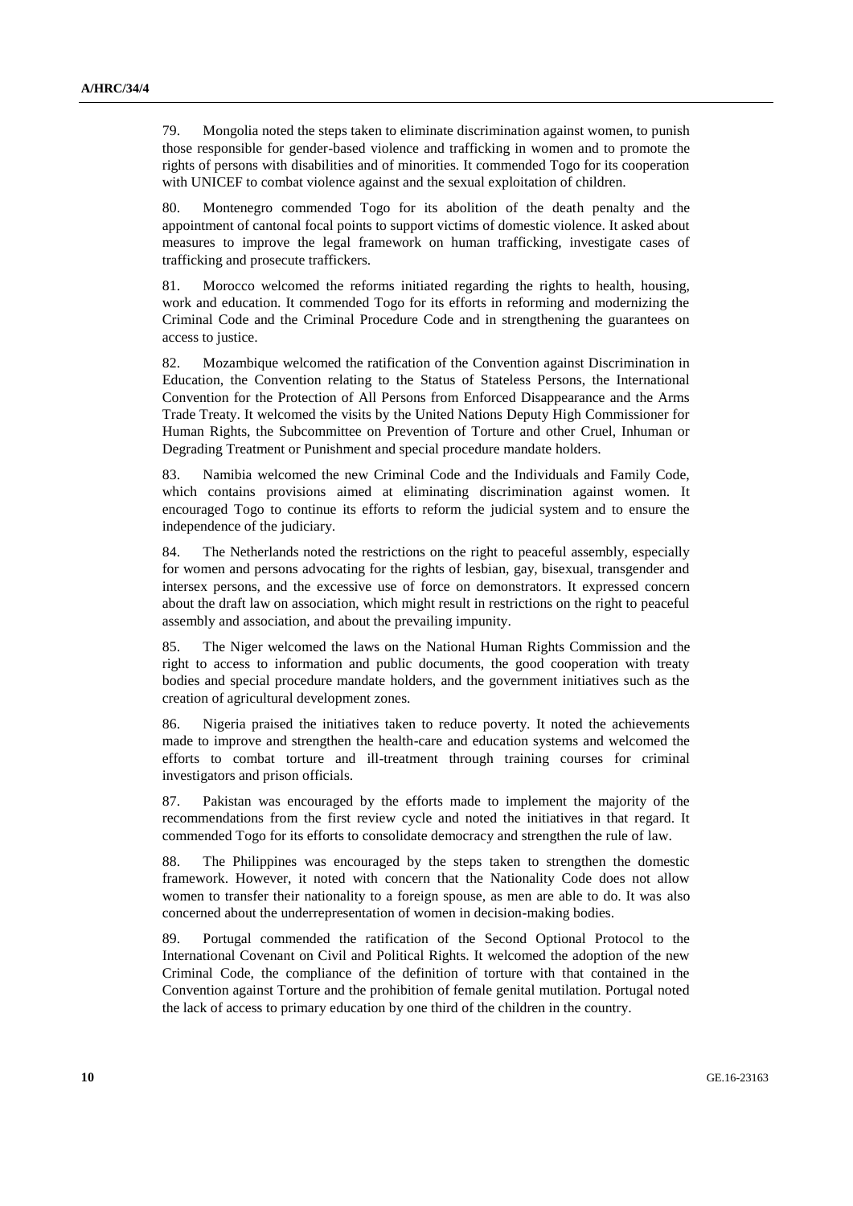79. Mongolia noted the steps taken to eliminate discrimination against women, to punish those responsible for gender-based violence and trafficking in women and to promote the rights of persons with disabilities and of minorities. It commended Togo for its cooperation with UNICEF to combat violence against and the sexual exploitation of children.

80. Montenegro commended Togo for its abolition of the death penalty and the appointment of cantonal focal points to support victims of domestic violence. It asked about measures to improve the legal framework on human trafficking, investigate cases of trafficking and prosecute traffickers.

81. Morocco welcomed the reforms initiated regarding the rights to health, housing, work and education. It commended Togo for its efforts in reforming and modernizing the Criminal Code and the Criminal Procedure Code and in strengthening the guarantees on access to justice.

82. Mozambique welcomed the ratification of the Convention against Discrimination in Education, the Convention relating to the Status of Stateless Persons, the International Convention for the Protection of All Persons from Enforced Disappearance and the Arms Trade Treaty. It welcomed the visits by the United Nations Deputy High Commissioner for Human Rights, the Subcommittee on Prevention of Torture and other Cruel, Inhuman or Degrading Treatment or Punishment and special procedure mandate holders.

83. Namibia welcomed the new Criminal Code and the Individuals and Family Code, which contains provisions aimed at eliminating discrimination against women. It encouraged Togo to continue its efforts to reform the judicial system and to ensure the independence of the judiciary.

84. The Netherlands noted the restrictions on the right to peaceful assembly, especially for women and persons advocating for the rights of lesbian, gay, bisexual, transgender and intersex persons, and the excessive use of force on demonstrators. It expressed concern about the draft law on association, which might result in restrictions on the right to peaceful assembly and association, and about the prevailing impunity.

85. The Niger welcomed the laws on the National Human Rights Commission and the right to access to information and public documents, the good cooperation with treaty bodies and special procedure mandate holders, and the government initiatives such as the creation of agricultural development zones.

86. Nigeria praised the initiatives taken to reduce poverty. It noted the achievements made to improve and strengthen the health-care and education systems and welcomed the efforts to combat torture and ill-treatment through training courses for criminal investigators and prison officials.

87. Pakistan was encouraged by the efforts made to implement the majority of the recommendations from the first review cycle and noted the initiatives in that regard. It commended Togo for its efforts to consolidate democracy and strengthen the rule of law.

88. The Philippines was encouraged by the steps taken to strengthen the domestic framework. However, it noted with concern that the Nationality Code does not allow women to transfer their nationality to a foreign spouse, as men are able to do. It was also concerned about the underrepresentation of women in decision-making bodies.

89. Portugal commended the ratification of the Second Optional Protocol to the International Covenant on Civil and Political Rights. It welcomed the adoption of the new Criminal Code, the compliance of the definition of torture with that contained in the Convention against Torture and the prohibition of female genital mutilation. Portugal noted the lack of access to primary education by one third of the children in the country.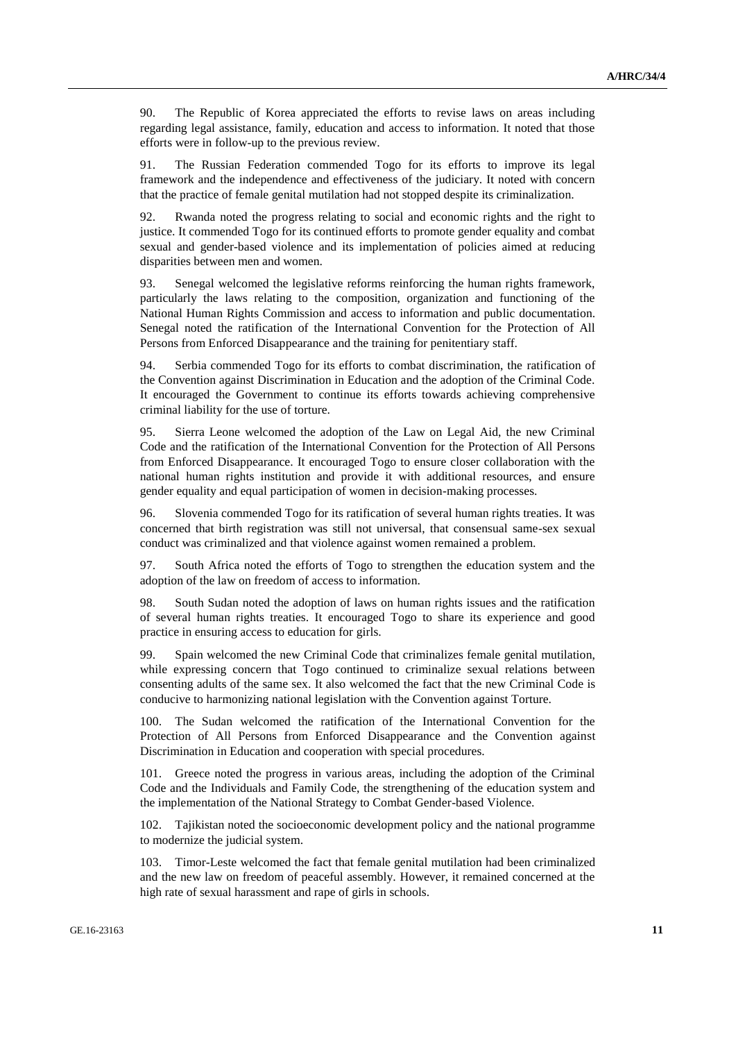90. The Republic of Korea appreciated the efforts to revise laws on areas including regarding legal assistance, family, education and access to information. It noted that those efforts were in follow-up to the previous review.

91. The Russian Federation commended Togo for its efforts to improve its legal framework and the independence and effectiveness of the judiciary. It noted with concern that the practice of female genital mutilation had not stopped despite its criminalization.

92. Rwanda noted the progress relating to social and economic rights and the right to justice. It commended Togo for its continued efforts to promote gender equality and combat sexual and gender-based violence and its implementation of policies aimed at reducing disparities between men and women.

93. Senegal welcomed the legislative reforms reinforcing the human rights framework, particularly the laws relating to the composition, organization and functioning of the National Human Rights Commission and access to information and public documentation. Senegal noted the ratification of the International Convention for the Protection of All Persons from Enforced Disappearance and the training for penitentiary staff.

94. Serbia commended Togo for its efforts to combat discrimination, the ratification of the Convention against Discrimination in Education and the adoption of the Criminal Code. It encouraged the Government to continue its efforts towards achieving comprehensive criminal liability for the use of torture.

95. Sierra Leone welcomed the adoption of the Law on Legal Aid, the new Criminal Code and the ratification of the International Convention for the Protection of All Persons from Enforced Disappearance. It encouraged Togo to ensure closer collaboration with the national human rights institution and provide it with additional resources, and ensure gender equality and equal participation of women in decision-making processes.

96. Slovenia commended Togo for its ratification of several human rights treaties. It was concerned that birth registration was still not universal, that consensual same-sex sexual conduct was criminalized and that violence against women remained a problem.

97. South Africa noted the efforts of Togo to strengthen the education system and the adoption of the law on freedom of access to information.

98. South Sudan noted the adoption of laws on human rights issues and the ratification of several human rights treaties. It encouraged Togo to share its experience and good practice in ensuring access to education for girls.

99. Spain welcomed the new Criminal Code that criminalizes female genital mutilation, while expressing concern that Togo continued to criminalize sexual relations between consenting adults of the same sex. It also welcomed the fact that the new Criminal Code is conducive to harmonizing national legislation with the Convention against Torture.

100. The Sudan welcomed the ratification of the International Convention for the Protection of All Persons from Enforced Disappearance and the Convention against Discrimination in Education and cooperation with special procedures.

101. Greece noted the progress in various areas, including the adoption of the Criminal Code and the Individuals and Family Code, the strengthening of the education system and the implementation of the National Strategy to Combat Gender-based Violence.

102. Tajikistan noted the socioeconomic development policy and the national programme to modernize the judicial system.

103. Timor-Leste welcomed the fact that female genital mutilation had been criminalized and the new law on freedom of peaceful assembly. However, it remained concerned at the high rate of sexual harassment and rape of girls in schools.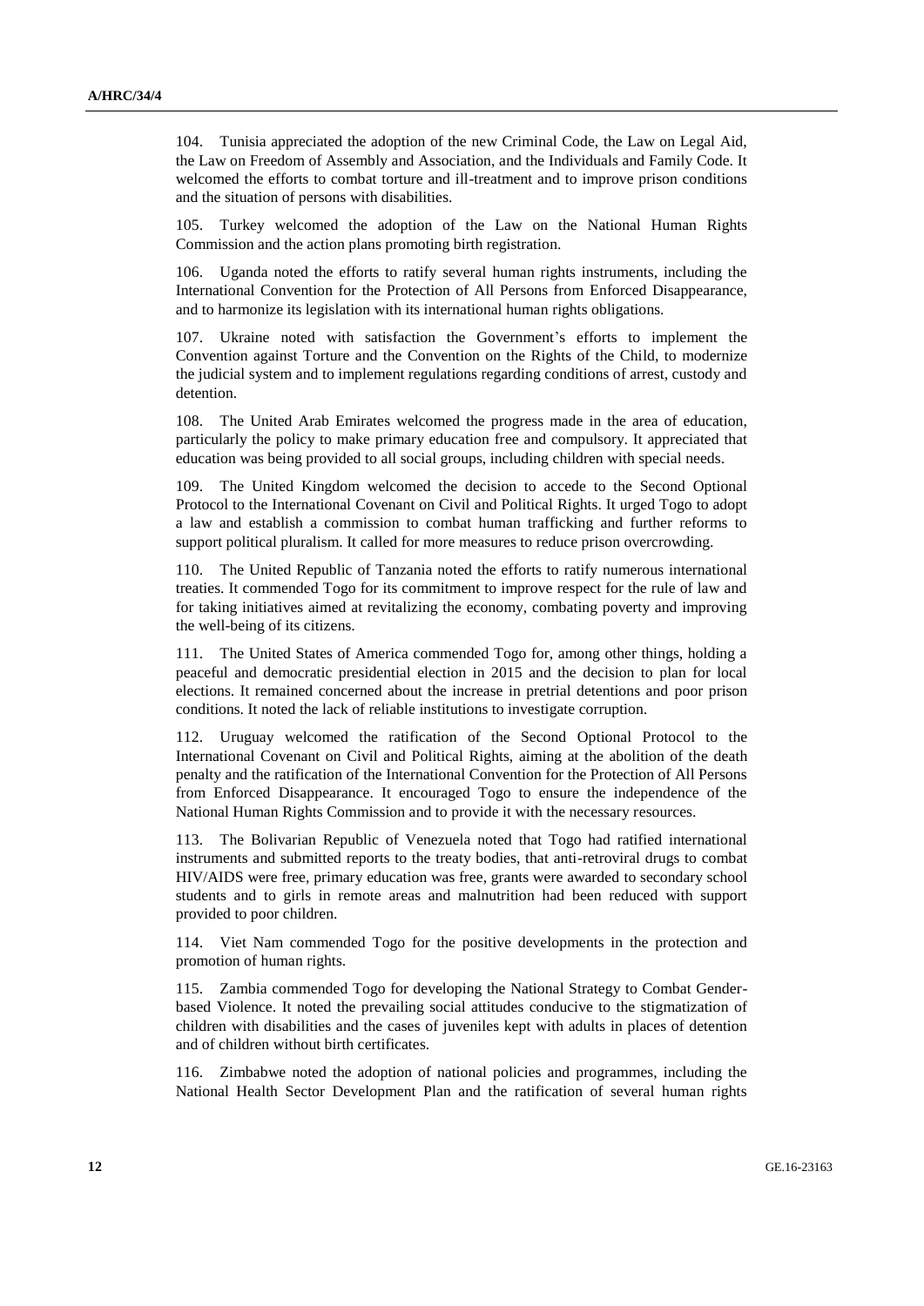104. Tunisia appreciated the adoption of the new Criminal Code, the Law on Legal Aid, the Law on Freedom of Assembly and Association, and the Individuals and Family Code. It welcomed the efforts to combat torture and ill-treatment and to improve prison conditions and the situation of persons with disabilities.

105. Turkey welcomed the adoption of the Law on the National Human Rights Commission and the action plans promoting birth registration.

106. Uganda noted the efforts to ratify several human rights instruments, including the International Convention for the Protection of All Persons from Enforced Disappearance, and to harmonize its legislation with its international human rights obligations.

107. Ukraine noted with satisfaction the Government's efforts to implement the Convention against Torture and the Convention on the Rights of the Child, to modernize the judicial system and to implement regulations regarding conditions of arrest, custody and detention.

108. The United Arab Emirates welcomed the progress made in the area of education, particularly the policy to make primary education free and compulsory. It appreciated that education was being provided to all social groups, including children with special needs.

109. The United Kingdom welcomed the decision to accede to the Second Optional Protocol to the International Covenant on Civil and Political Rights. It urged Togo to adopt a law and establish a commission to combat human trafficking and further reforms to support political pluralism. It called for more measures to reduce prison overcrowding.

110. The United Republic of Tanzania noted the efforts to ratify numerous international treaties. It commended Togo for its commitment to improve respect for the rule of law and for taking initiatives aimed at revitalizing the economy, combating poverty and improving the well-being of its citizens.

111. The United States of America commended Togo for, among other things, holding a peaceful and democratic presidential election in 2015 and the decision to plan for local elections. It remained concerned about the increase in pretrial detentions and poor prison conditions. It noted the lack of reliable institutions to investigate corruption.

112. Uruguay welcomed the ratification of the Second Optional Protocol to the International Covenant on Civil and Political Rights, aiming at the abolition of the death penalty and the ratification of the International Convention for the Protection of All Persons from Enforced Disappearance. It encouraged Togo to ensure the independence of the National Human Rights Commission and to provide it with the necessary resources.

113. The Bolivarian Republic of Venezuela noted that Togo had ratified international instruments and submitted reports to the treaty bodies, that anti-retroviral drugs to combat HIV/AIDS were free, primary education was free, grants were awarded to secondary school students and to girls in remote areas and malnutrition had been reduced with support provided to poor children.

114. Viet Nam commended Togo for the positive developments in the protection and promotion of human rights.

115. Zambia commended Togo for developing the National Strategy to Combat Gender-based Violence. It noted the prevailing social attitudes conducive to the stigmatization of children with disabilities and the cases of juveniles kept with adults in places of detention and of children without birth certificates.

116. Zimbabwe noted the adoption of national policies and programmes, including the National Health Sector Development Plan and the ratification of several human rights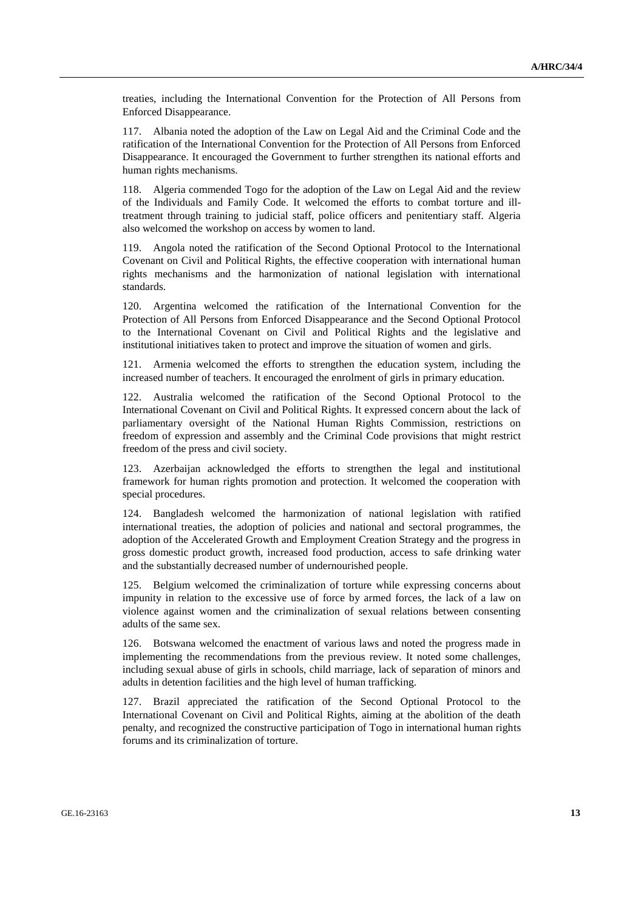treaties, including the International Convention for the Protection of All Persons from Enforced Disappearance.

117. Albania noted the adoption of the Law on Legal Aid and the Criminal Code and the ratification of the International Convention for the Protection of All Persons from Enforced Disappearance. It encouraged the Government to further strengthen its national efforts and human rights mechanisms.

118. Algeria commended Togo for the adoption of the Law on Legal Aid and the review of the Individuals and Family Code. It welcomed the efforts to combat torture and ill-treatment through training to judicial staff, police officers and penitentiary staff. Algeria also welcomed the workshop on access by women to land.

119. Angola noted the ratification of the Second Optional Protocol to the International Covenant on Civil and Political Rights, the effective cooperation with international human rights mechanisms and the harmonization of national legislation with international standards.

120. Argentina welcomed the ratification of the International Convention for the Protection of All Persons from Enforced Disappearance and the Second Optional Protocol to the International Covenant on Civil and Political Rights and the legislative and institutional initiatives taken to protect and improve the situation of women and girls.

121. Armenia welcomed the efforts to strengthen the education system, including the increased number of teachers. It encouraged the enrolment of girls in primary education.

122. Australia welcomed the ratification of the Second Optional Protocol to the International Covenant on Civil and Political Rights. It expressed concern about the lack of parliamentary oversight of the National Human Rights Commission, restrictions on freedom of expression and assembly and the Criminal Code provisions that might restrict freedom of the press and civil society.

123. Azerbaijan acknowledged the efforts to strengthen the legal and institutional framework for human rights promotion and protection. It welcomed the cooperation with special procedures.

124. Bangladesh welcomed the harmonization of national legislation with ratified international treaties, the adoption of policies and national and sectoral programmes, the adoption of the Accelerated Growth and Employment Creation Strategy and the progress in gross domestic product growth, increased food production, access to safe drinking water and the substantially decreased number of undernourished people.

125. Belgium welcomed the criminalization of torture while expressing concerns about impunity in relation to the excessive use of force by armed forces, the lack of a law on violence against women and the criminalization of sexual relations between consenting adults of the same sex.

126. Botswana welcomed the enactment of various laws and noted the progress made in implementing the recommendations from the previous review. It noted some challenges, including sexual abuse of girls in schools, child marriage, lack of separation of minors and adults in detention facilities and the high level of human trafficking.

127. Brazil appreciated the ratification of the Second Optional Protocol to the International Covenant on Civil and Political Rights, aiming at the abolition of the death penalty, and recognized the constructive participation of Togo in international human rights forums and its criminalization of torture.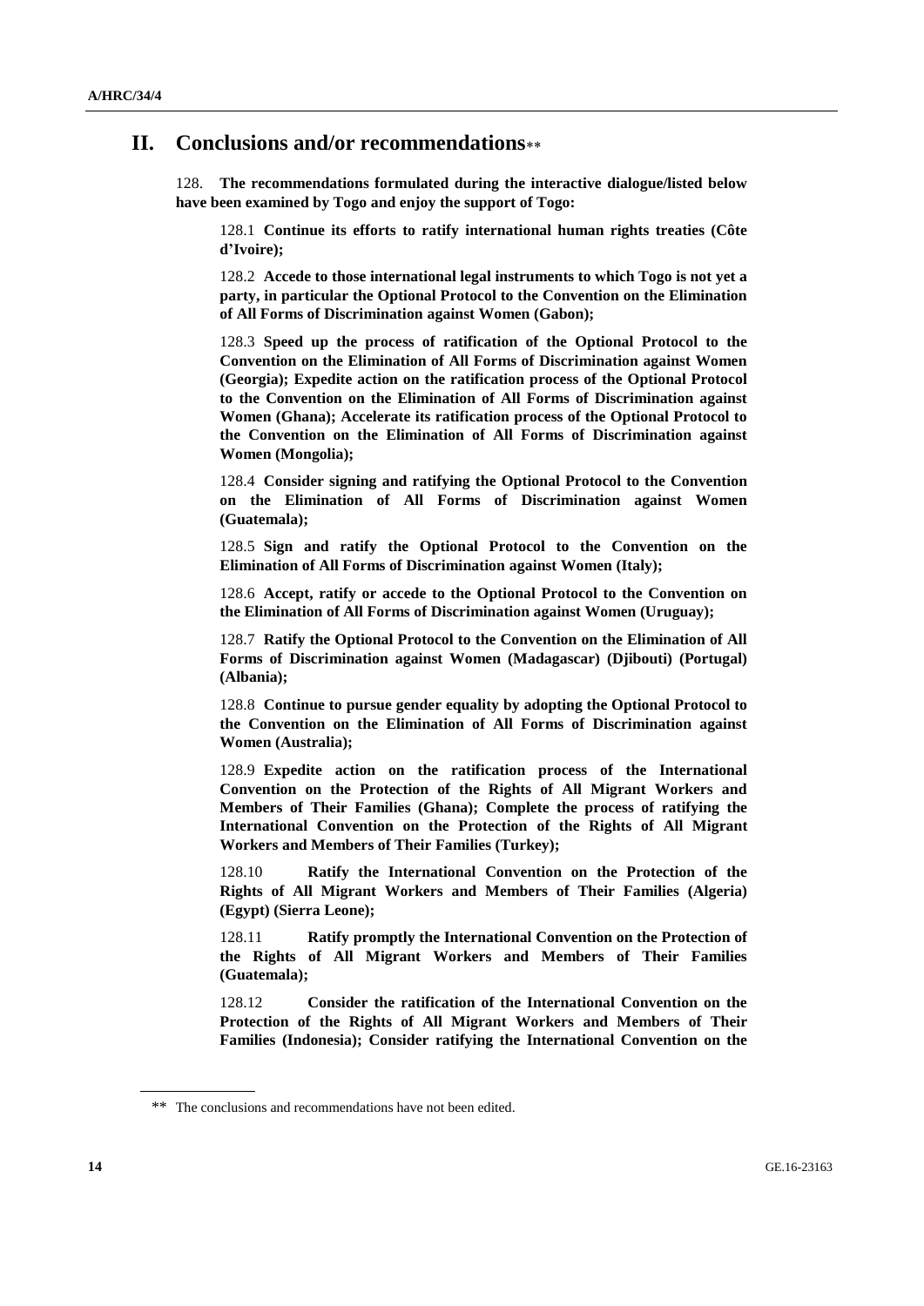## II. Conclusions and/or recommendations**

128. **The recommendations formulated during the interactive dialogue/listed below have been examined by Togo and enjoy the support of Togo:**

128.1 **Continue its efforts to ratify international human rights treaties (Côte d'Ivoire);**

128.2 **Accede to those international legal instruments to which Togo is not yet a party, in particular the Optional Protocol to the Convention on the Elimination of All Forms of Discrimination against Women (Gabon);**

128.3 **Speed up the process of ratification of the Optional Protocol to the Convention on the Elimination of All Forms of Discrimination against Women (Georgia); Expedite action on the ratification process of the Optional Protocol to the Convention on the Elimination of All Forms of Discrimination against Women (Ghana); Accelerate its ratification process of the Optional Protocol to the Convention on the Elimination of All Forms of Discrimination against Women (Mongolia);**

128.4 **Consider signing and ratifying the Optional Protocol to the Convention on the Elimination of All Forms of Discrimination against Women (Guatemala);**

128.5 **Sign and ratify the Optional Protocol to the Convention on the Elimination of All Forms of Discrimination against Women (Italy);**

128.6 **Accept, ratify or accede to the Optional Protocol to the Convention on the Elimination of All Forms of Discrimination against Women (Uruguay);**

128.7 **Ratify the Optional Protocol to the Convention on the Elimination of All Forms of Discrimination against Women (Madagascar) (Djibouti) (Portugal) (Albania);**

128.8 **Continue to pursue gender equality by adopting the Optional Protocol to the Convention on the Elimination of All Forms of Discrimination against Women (Australia);**

128.9 **Expedite action on the ratification process of the International Convention on the Protection of the Rights of All Migrant Workers and Members of Their Families (Ghana); Complete the process of ratifying the International Convention on the Protection of the Rights of All Migrant Workers and Members of Their Families (Turkey);**

128.10 **Ratify the International Convention on the Protection of the Rights of All Migrant Workers and Members of Their Families (Algeria) (Egypt) (Sierra Leone);**

128.11 **Ratify promptly the International Convention on the Protection of the Rights of All Migrant Workers and Members of Their Families (Guatemala);**

128.12 **Consider the ratification of the International Convention on the Protection of the Rights of All Migrant Workers and Members of Their Families (Indonesia); Consider ratifying the International Convention on the**

** The conclusions and recommendations have not been edited.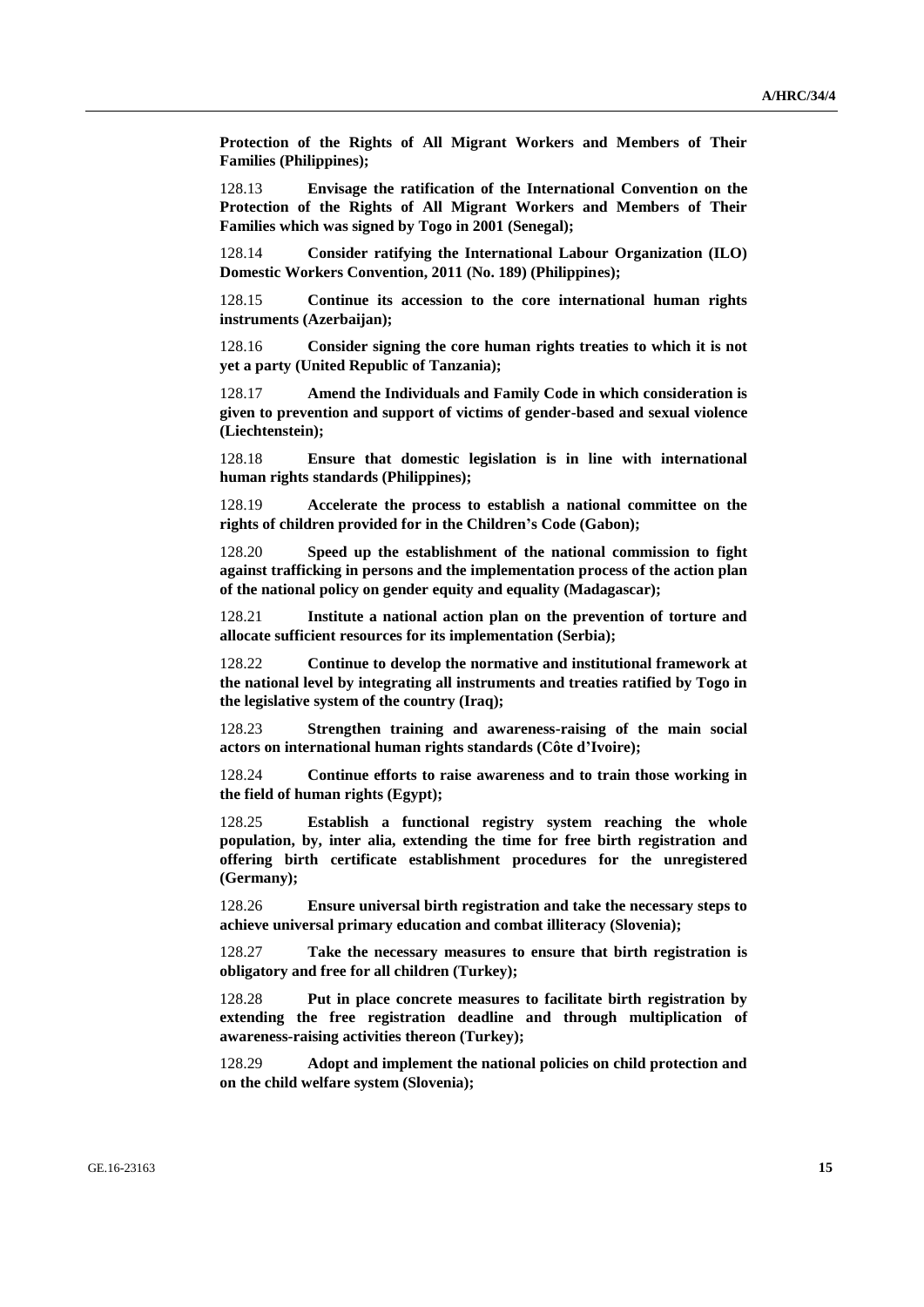**Protection of the Rights of All Migrant Workers and Members of Their Families (Philippines);**

128.13 **Envisage the ratification of the International Convention on the Protection of the Rights of All Migrant Workers and Members of Their Families which was signed by Togo in 2001 (Senegal);**

128.14 **Consider ratifying the International Labour Organization (ILO) Domestic Workers Convention, 2011 (No. 189) (Philippines);**

128.15 **Continue its accession to the core international human rights instruments (Azerbaijan);**

128.16 **Consider signing the core human rights treaties to which it is not yet a party (United Republic of Tanzania);**

128.17 **Amend the Individuals and Family Code in which consideration is given to prevention and support of victims of gender-based and sexual violence (Liechtenstein);**

128.18 **Ensure that domestic legislation is in line with international human rights standards (Philippines);**

128.19 **Accelerate the process to establish a national committee on the rights of children provided for in the Children's Code (Gabon);**

128.20 **Speed up the establishment of the national commission to fight against trafficking in persons and the implementation process of the action plan of the national policy on gender equity and equality (Madagascar);**

128.21 **Institute a national action plan on the prevention of torture and allocate sufficient resources for its implementation (Serbia);**

128.22 **Continue to develop the normative and institutional framework at the national level by integrating all instruments and treaties ratified by Togo in the legislative system of the country (Iraq);**

128.23 **Strengthen training and awareness-raising of the main social actors on international human rights standards (Côte d'Ivoire);**

128.24 **Continue efforts to raise awareness and to train those working in the field of human rights (Egypt);**

128.25 **Establish a functional registry system reaching the whole population, by, inter alia, extending the time for free birth registration and offering birth certificate establishment procedures for the unregistered (Germany);**

128.26 **Ensure universal birth registration and take the necessary steps to achieve universal primary education and combat illiteracy (Slovenia);**

128.27 **Take the necessary measures to ensure that birth registration is obligatory and free for all children (Turkey);**

128.28 **Put in place concrete measures to facilitate birth registration by extending the free registration deadline and through multiplication of awareness-raising activities thereon (Turkey);**

128.29 **Adopt and implement the national policies on child protection and on the child welfare system (Slovenia);**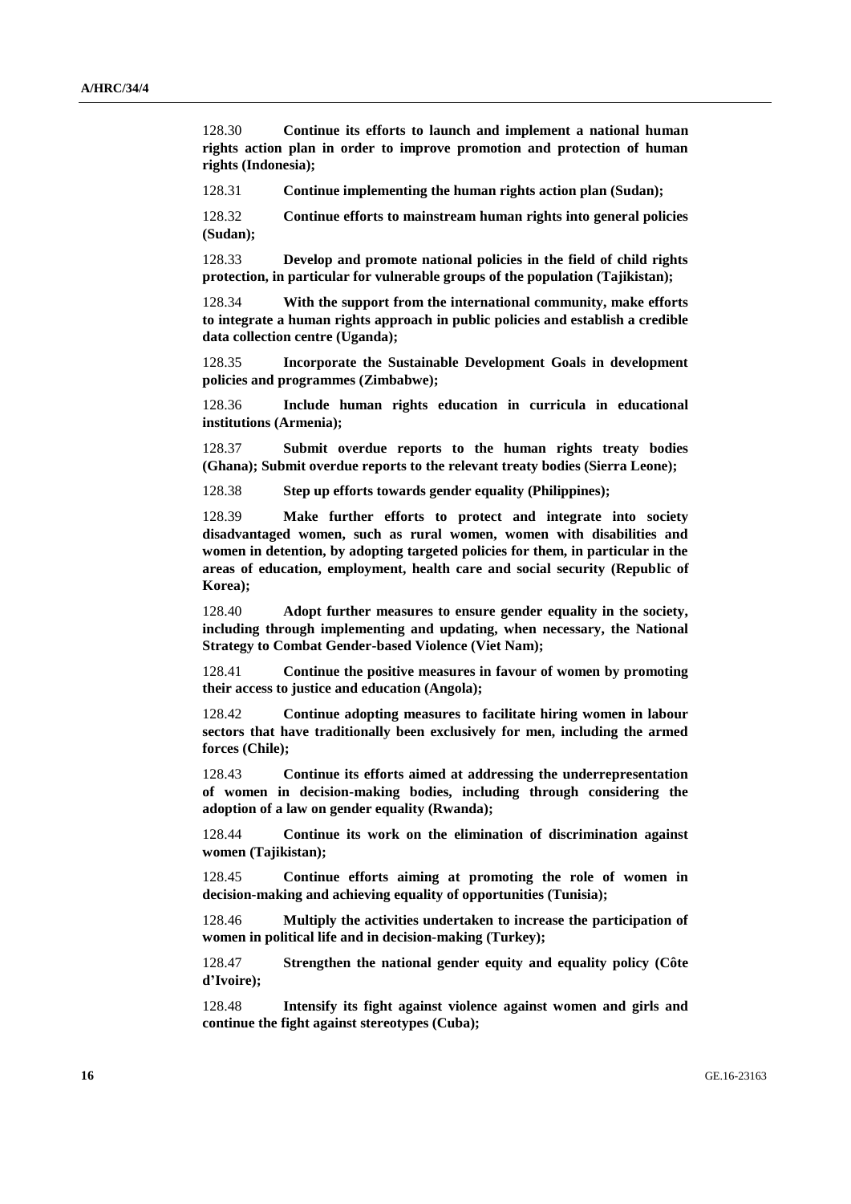128.30 **Continue its efforts to launch and implement a national human rights action plan in order to improve promotion and protection of human rights (Indonesia);**

128.31 **Continue implementing the human rights action plan (Sudan);**

128.32 **Continue efforts to mainstream human rights into general policies (Sudan);**

128.33 **Develop and promote national policies in the field of child rights protection, in particular for vulnerable groups of the population (Tajikistan);**

128.34 **With the support from the international community, make efforts to integrate a human rights approach in public policies and establish a credible data collection centre (Uganda);**

128.35 **Incorporate the Sustainable Development Goals in development policies and programmes (Zimbabwe);**

128.36 **Include human rights education in curricula in educational institutions (Armenia);**

128.37 **Submit overdue reports to the human rights treaty bodies (Ghana); Submit overdue reports to the relevant treaty bodies (Sierra Leone);**

128.38 **Step up efforts towards gender equality (Philippines);**

128.39 **Make further efforts to protect and integrate into society disadvantaged women, such as rural women, women with disabilities and women in detention, by adopting targeted policies for them, in particular in the areas of education, employment, health care and social security (Republic of Korea);**

128.40 **Adopt further measures to ensure gender equality in the society, including through implementing and updating, when necessary, the National Strategy to Combat Gender-based Violence (Viet Nam);**

128.41 **Continue the positive measures in favour of women by promoting their access to justice and education (Angola);**

128.42 **Continue adopting measures to facilitate hiring women in labour sectors that have traditionally been exclusively for men, including the armed forces (Chile);**

128.43 **Continue its efforts aimed at addressing the underrepresentation of women in decision-making bodies, including through considering the adoption of a law on gender equality (Rwanda);**

128.44 **Continue its work on the elimination of discrimination against women (Tajikistan);**

128.45 **Continue efforts aiming at promoting the role of women in decision-making and achieving equality of opportunities (Tunisia);**

128.46 **Multiply the activities undertaken to increase the participation of women in political life and in decision-making (Turkey);**

128.47 **Strengthen the national gender equity and equality policy (Côte d'Ivoire);**

128.48 **Intensify its fight against violence against women and girls and continue the fight against stereotypes (Cuba);**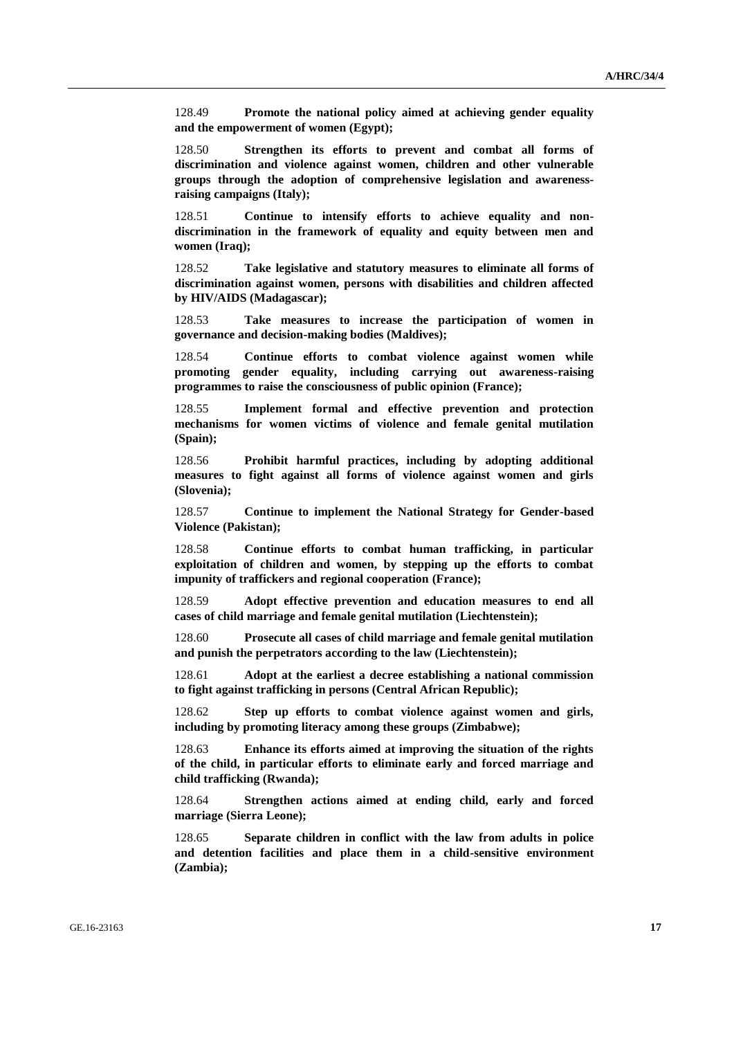128.49 **Promote the national policy aimed at achieving gender equality and the empowerment of women (Egypt);**

128.50 **Strengthen its efforts to prevent and combat all forms of discrimination and violence against women, children and other vulnerable groups through the adoption of comprehensive legislation and awareness-raising campaigns (Italy);**

128.51 **Continue to intensify efforts to achieve equality and non-discrimination in the framework of equality and equity between men and women (Iraq);**

128.52 **Take legislative and statutory measures to eliminate all forms of discrimination against women, persons with disabilities and children affected by HIV/AIDS (Madagascar);**

128.53 **Take measures to increase the participation of women in governance and decision-making bodies (Maldives);**

128.54 **Continue efforts to combat violence against women while promoting gender equality, including carrying out awareness-raising programmes to raise the consciousness of public opinion (France);**

128.55 **Implement formal and effective prevention and protection mechanisms for women victims of violence and female genital mutilation (Spain);**

128.56 **Prohibit harmful practices, including by adopting additional measures to fight against all forms of violence against women and girls (Slovenia);**

128.57 **Continue to implement the National Strategy for Gender-based Violence (Pakistan);**

128.58 **Continue efforts to combat human trafficking, in particular exploitation of children and women, by stepping up the efforts to combat impunity of traffickers and regional cooperation (France);**

128.59 **Adopt effective prevention and education measures to end all cases of child marriage and female genital mutilation (Liechtenstein);**

128.60 **Prosecute all cases of child marriage and female genital mutilation and punish the perpetrators according to the law (Liechtenstein);**

128.61 **Adopt at the earliest a decree establishing a national commission to fight against trafficking in persons (Central African Republic);**

128.62 **Step up efforts to combat violence against women and girls, including by promoting literacy among these groups (Zimbabwe);**

128.63 **Enhance its efforts aimed at improving the situation of the rights of the child, in particular efforts to eliminate early and forced marriage and child trafficking (Rwanda);**

128.64 **Strengthen actions aimed at ending child, early and forced marriage (Sierra Leone);**

128.65 **Separate children in conflict with the law from adults in police and detention facilities and place them in a child-sensitive environment (Zambia);**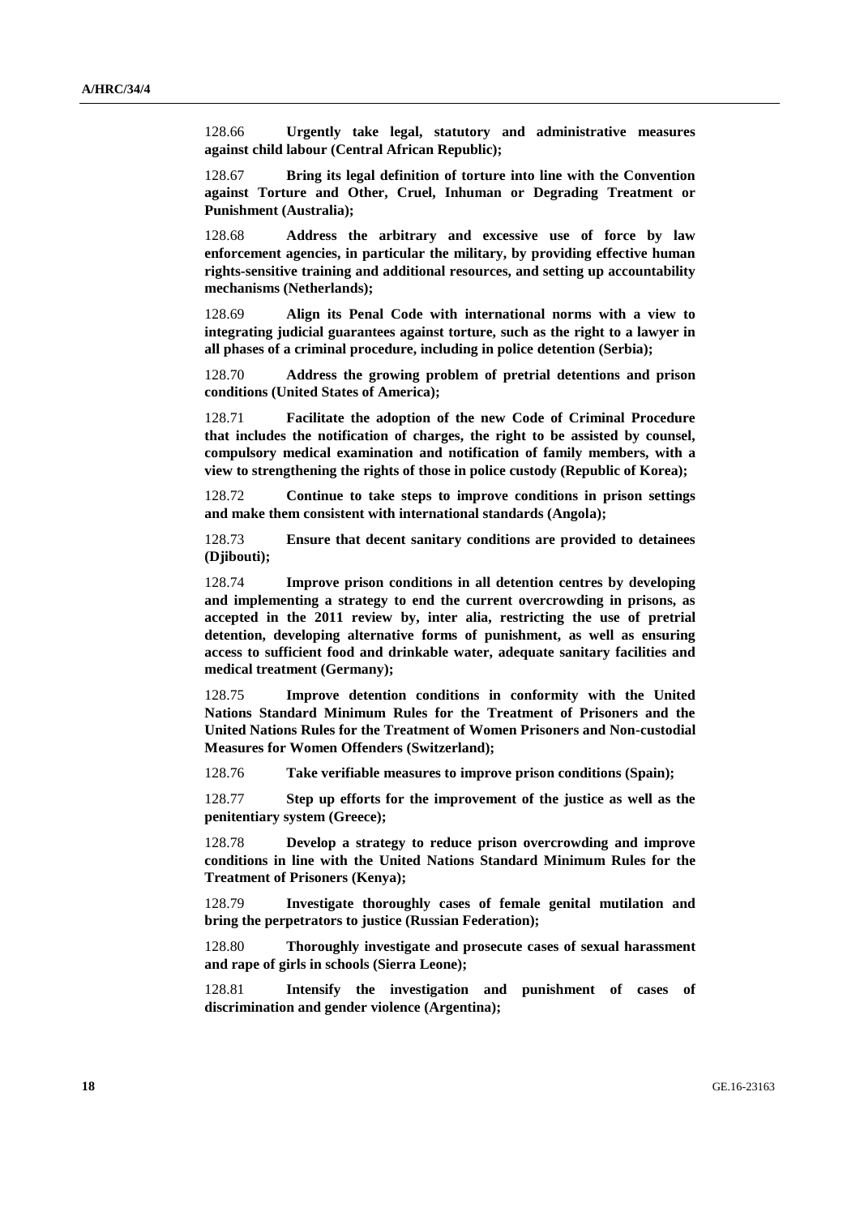128.66 **Urgently take legal, statutory and administrative measures against child labour (Central African Republic);**

128.67 **Bring its legal definition of torture into line with the Convention against Torture and Other, Cruel, Inhuman or Degrading Treatment or Punishment (Australia);**

128.68 **Address the arbitrary and excessive use of force by law enforcement agencies, in particular the military, by providing effective human rights-sensitive training and additional resources, and setting up accountability mechanisms (Netherlands);**

128.69 **Align its Penal Code with international norms with a view to integrating judicial guarantees against torture, such as the right to a lawyer in all phases of a criminal procedure, including in police detention (Serbia);**

128.70 **Address the growing problem of pretrial detentions and prison conditions (United States of America);**

128.71 **Facilitate the adoption of the new Code of Criminal Procedure that includes the notification of charges, the right to be assisted by counsel, compulsory medical examination and notification of family members, with a view to strengthening the rights of those in police custody (Republic of Korea);**

128.72 **Continue to take steps to improve conditions in prison settings and make them consistent with international standards (Angola);**

128.73 **Ensure that decent sanitary conditions are provided to detainees (Djibouti);**

128.74 **Improve prison conditions in all detention centres by developing and implementing a strategy to end the current overcrowding in prisons, as accepted in the 2011 review by, inter alia, restricting the use of pretrial detention, developing alternative forms of punishment, as well as ensuring access to sufficient food and drinkable water, adequate sanitary facilities and medical treatment (Germany);**

128.75 **Improve detention conditions in conformity with the United Nations Standard Minimum Rules for the Treatment of Prisoners and the United Nations Rules for the Treatment of Women Prisoners and Non-custodial Measures for Women Offenders (Switzerland);**

128.76 **Take verifiable measures to improve prison conditions (Spain);**

128.77 **Step up efforts for the improvement of the justice as well as the penitentiary system (Greece);**

128.78 **Develop a strategy to reduce prison overcrowding and improve conditions in line with the United Nations Standard Minimum Rules for the Treatment of Prisoners (Kenya);**

128.79 **Investigate thoroughly cases of female genital mutilation and bring the perpetrators to justice (Russian Federation);**

128.80 **Thoroughly investigate and prosecute cases of sexual harassment and rape of girls in schools (Sierra Leone);**

128.81 **Intensify the investigation and punishment of cases of discrimination and gender violence (Argentina);**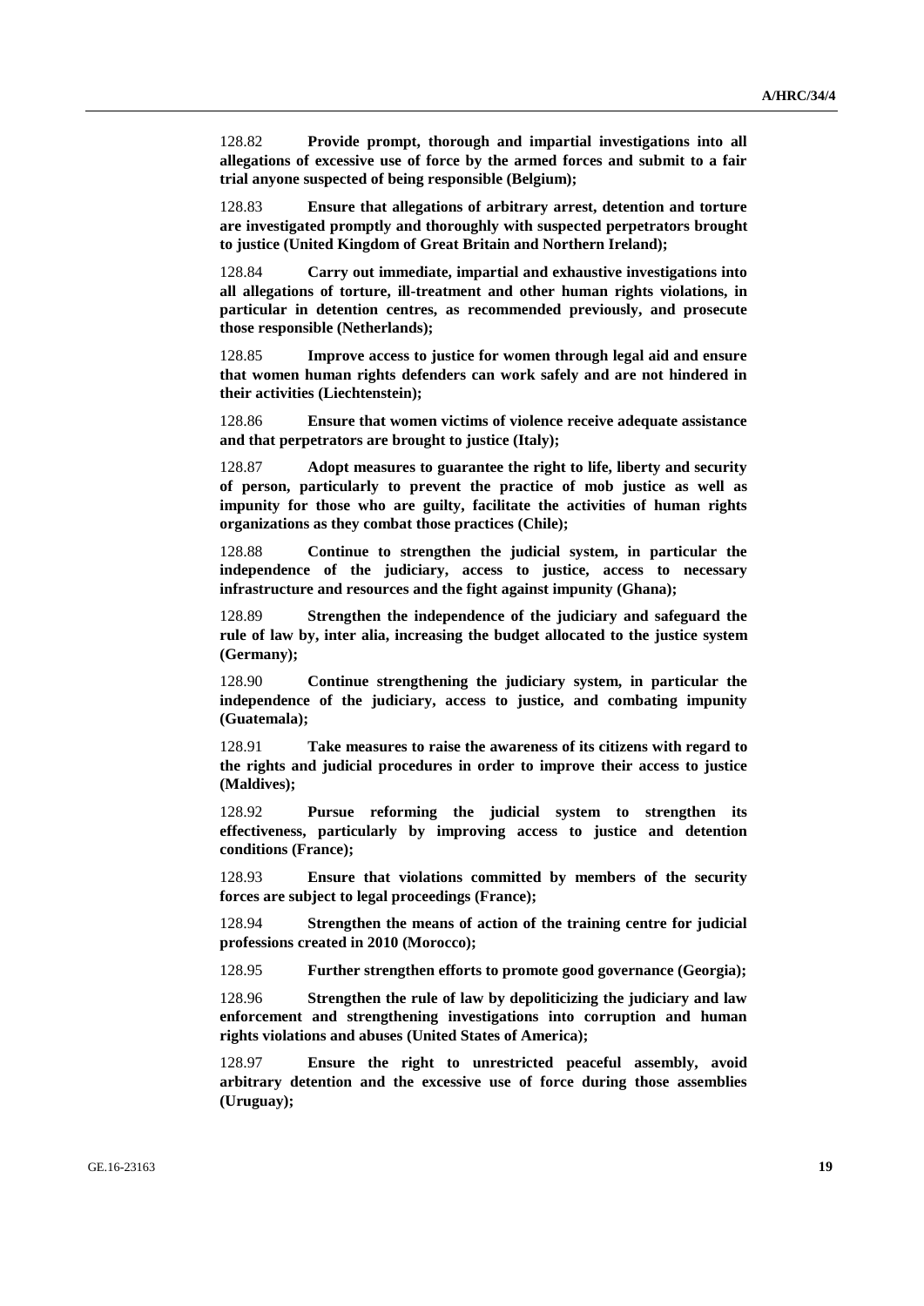128.82 **Provide prompt, thorough and impartial investigations into all allegations of excessive use of force by the armed forces and submit to a fair trial anyone suspected of being responsible (Belgium);**

128.83 **Ensure that allegations of arbitrary arrest, detention and torture are investigated promptly and thoroughly with suspected perpetrators brought to justice (United Kingdom of Great Britain and Northern Ireland);**

128.84 **Carry out immediate, impartial and exhaustive investigations into all allegations of torture, ill-treatment and other human rights violations, in particular in detention centres, as recommended previously, and prosecute those responsible (Netherlands);**

128.85 **Improve access to justice for women through legal aid and ensure that women human rights defenders can work safely and are not hindered in their activities (Liechtenstein);**

128.86 **Ensure that women victims of violence receive adequate assistance and that perpetrators are brought to justice (Italy);**

128.87 **Adopt measures to guarantee the right to life, liberty and security of person, particularly to prevent the practice of mob justice as well as impunity for those who are guilty, facilitate the activities of human rights organizations as they combat those practices (Chile);**

128.88 **Continue to strengthen the judicial system, in particular the independence of the judiciary, access to justice, access to necessary infrastructure and resources and the fight against impunity (Ghana);**

128.89 **Strengthen the independence of the judiciary and safeguard the rule of law by, inter alia, increasing the budget allocated to the justice system (Germany);**

128.90 **Continue strengthening the judiciary system, in particular the independence of the judiciary, access to justice, and combating impunity (Guatemala);**

128.91 **Take measures to raise the awareness of its citizens with regard to the rights and judicial procedures in order to improve their access to justice (Maldives);**

128.92 **Pursue reforming the judicial system to strengthen its effectiveness, particularly by improving access to justice and detention conditions (France);**

128.93 **Ensure that violations committed by members of the security forces are subject to legal proceedings (France);**

128.94 **Strengthen the means of action of the training centre for judicial professions created in 2010 (Morocco);**

128.95 **Further strengthen efforts to promote good governance (Georgia);**

128.96 **Strengthen the rule of law by depoliticizing the judiciary and law enforcement and strengthening investigations into corruption and human rights violations and abuses (United States of America);**

128.97 **Ensure the right to unrestricted peaceful assembly, avoid arbitrary detention and the excessive use of force during those assemblies (Uruguay);**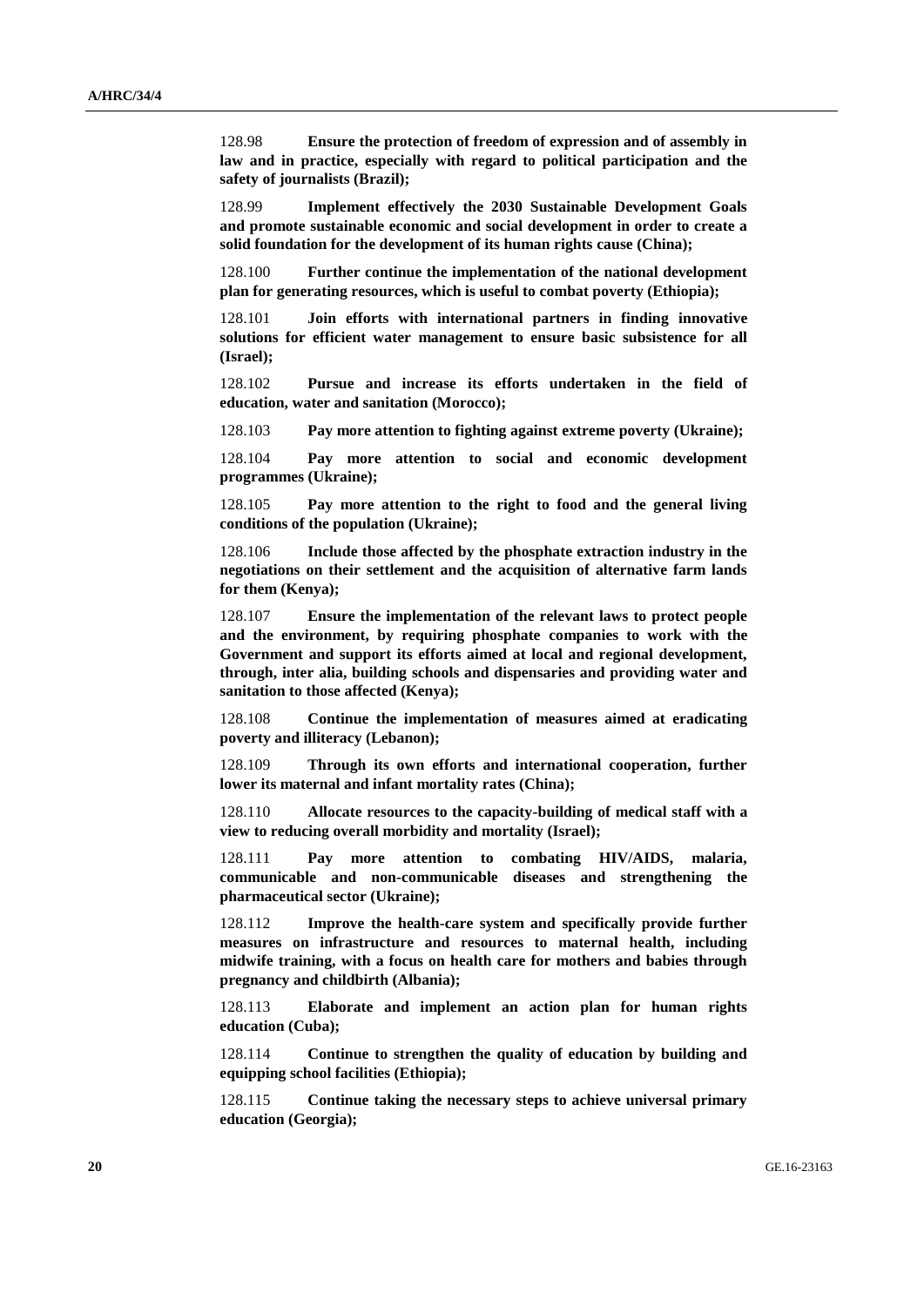128.98 **Ensure the protection of freedom of expression and of assembly in law and in practice, especially with regard to political participation and the safety of journalists (Brazil);**

128.99 **Implement effectively the 2030 Sustainable Development Goals and promote sustainable economic and social development in order to create a solid foundation for the development of its human rights cause (China);**

128.100 **Further continue the implementation of the national development plan for generating resources, which is useful to combat poverty (Ethiopia);**

128.101 **Join efforts with international partners in finding innovative solutions for efficient water management to ensure basic subsistence for all (Israel);**

128.102 **Pursue and increase its efforts undertaken in the field of education, water and sanitation (Morocco);**

128.103 **Pay more attention to fighting against extreme poverty (Ukraine);**

128.104 **Pay more attention to social and economic development programmes (Ukraine);**

128.105 **Pay more attention to the right to food and the general living conditions of the population (Ukraine);**

128.106 **Include those affected by the phosphate extraction industry in the negotiations on their settlement and the acquisition of alternative farm lands for them (Kenya);**

128.107 **Ensure the implementation of the relevant laws to protect people and the environment, by requiring phosphate companies to work with the Government and support its efforts aimed at local and regional development, through, inter alia, building schools and dispensaries and providing water and sanitation to those affected (Kenya);**

128.108 **Continue the implementation of measures aimed at eradicating poverty and illiteracy (Lebanon);**

128.109 **Through its own efforts and international cooperation, further lower its maternal and infant mortality rates (China);**

128.110 **Allocate resources to the capacity-building of medical staff with a view to reducing overall morbidity and mortality (Israel);**

128.111 **Pay more attention to combating HIV/AIDS, malaria, communicable and non-communicable diseases and strengthening the pharmaceutical sector (Ukraine);**

128.112 **Improve the health-care system and specifically provide further measures on infrastructure and resources to maternal health, including midwife training, with a focus on health care for mothers and babies through pregnancy and childbirth (Albania);**

128.113 **Elaborate and implement an action plan for human rights education (Cuba);**

128.114 **Continue to strengthen the quality of education by building and equipping school facilities (Ethiopia);**

128.115 **Continue taking the necessary steps to achieve universal primary education (Georgia);**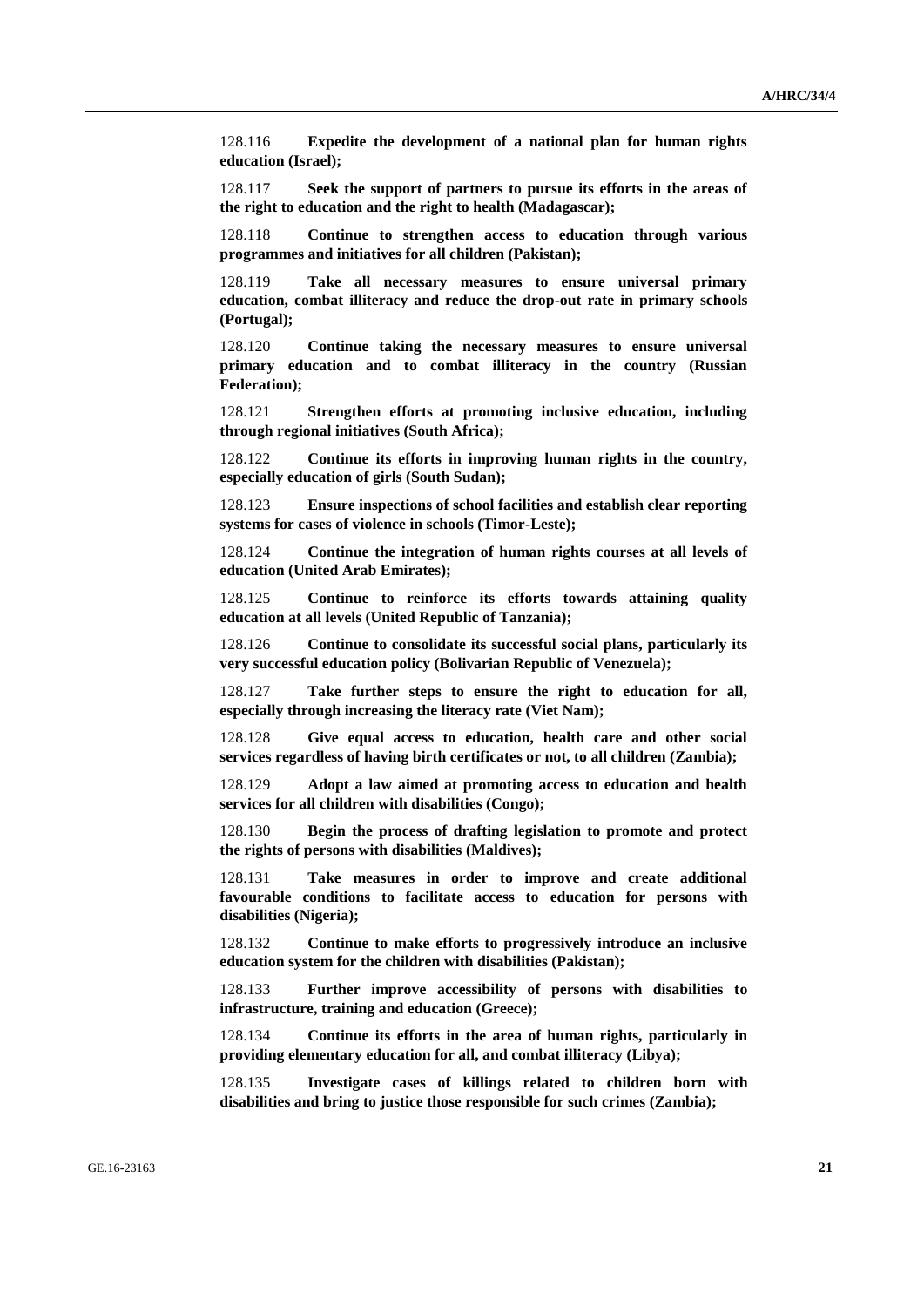128.116 **Expedite the development of a national plan for human rights education (Israel);**

128.117 **Seek the support of partners to pursue its efforts in the areas of the right to education and the right to health (Madagascar);**

128.118 **Continue to strengthen access to education through various programmes and initiatives for all children (Pakistan);**

128.119 **Take all necessary measures to ensure universal primary education, combat illiteracy and reduce the drop-out rate in primary schools (Portugal);**

128.120 **Continue taking the necessary measures to ensure universal primary education and to combat illiteracy in the country (Russian Federation);**

128.121 **Strengthen efforts at promoting inclusive education, including through regional initiatives (South Africa);**

128.122 **Continue its efforts in improving human rights in the country, especially education of girls (South Sudan);**

128.123 **Ensure inspections of school facilities and establish clear reporting systems for cases of violence in schools (Timor-Leste);**

128.124 **Continue the integration of human rights courses at all levels of education (United Arab Emirates);**

128.125 **Continue to reinforce its efforts towards attaining quality education at all levels (United Republic of Tanzania);**

128.126 **Continue to consolidate its successful social plans, particularly its very successful education policy (Bolivarian Republic of Venezuela);**

128.127 **Take further steps to ensure the right to education for all, especially through increasing the literacy rate (Viet Nam);**

128.128 **Give equal access to education, health care and other social services regardless of having birth certificates or not, to all children (Zambia);**

128.129 **Adopt a law aimed at promoting access to education and health services for all children with disabilities (Congo);**

128.130 **Begin the process of drafting legislation to promote and protect the rights of persons with disabilities (Maldives);**

128.131 **Take measures in order to improve and create additional favourable conditions to facilitate access to education for persons with disabilities (Nigeria);**

128.132 **Continue to make efforts to progressively introduce an inclusive education system for the children with disabilities (Pakistan);**

128.133 **Further improve accessibility of persons with disabilities to infrastructure, training and education (Greece);**

128.134 **Continue its efforts in the area of human rights, particularly in providing elementary education for all, and combat illiteracy (Libya);**

128.135 **Investigate cases of killings related to children born with disabilities and bring to justice those responsible for such crimes (Zambia);**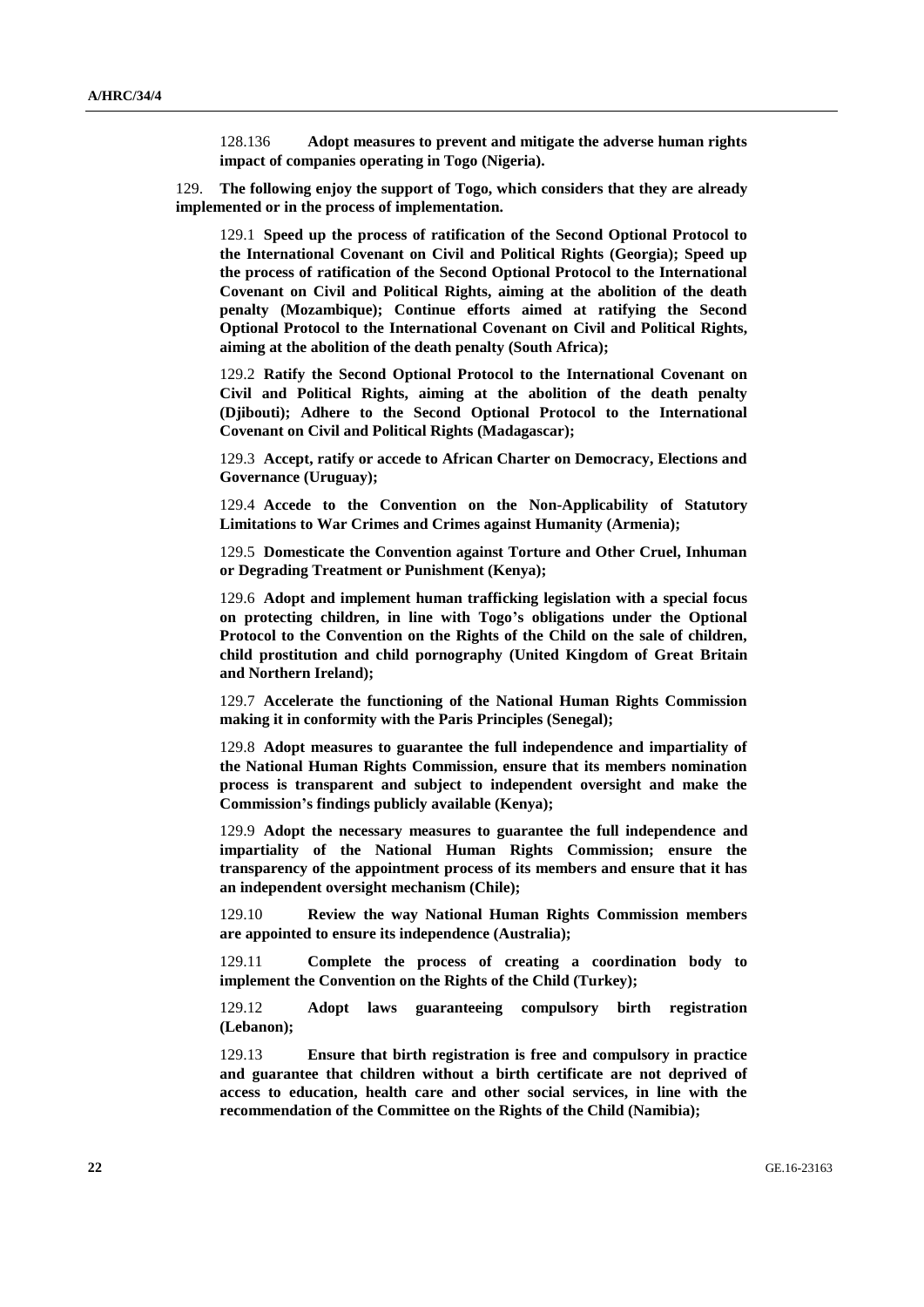128.136 **Adopt measures to prevent and mitigate the adverse human rights impact of companies operating in Togo (Nigeria).**

129. **The following enjoy the support of Togo, which considers that they are already implemented or in the process of implementation.**

129.1 **Speed up the process of ratification of the Second Optional Protocol to the International Covenant on Civil and Political Rights (Georgia); Speed up the process of ratification of the Second Optional Protocol to the International Covenant on Civil and Political Rights, aiming at the abolition of the death penalty (Mozambique); Continue efforts aimed at ratifying the Second Optional Protocol to the International Covenant on Civil and Political Rights, aiming at the abolition of the death penalty (South Africa);**

129.2 **Ratify the Second Optional Protocol to the International Covenant on Civil and Political Rights, aiming at the abolition of the death penalty (Djibouti); Adhere to the Second Optional Protocol to the International Covenant on Civil and Political Rights (Madagascar);**

129.3 **Accept, ratify or accede to African Charter on Democracy, Elections and Governance (Uruguay);**

129.4 **Accede to the Convention on the Non-Applicability of Statutory Limitations to War Crimes and Crimes against Humanity (Armenia);**

129.5 **Domesticate the Convention against Torture and Other Cruel, Inhuman or Degrading Treatment or Punishment (Kenya);**

129.6 **Adopt and implement human trafficking legislation with a special focus on protecting children, in line with Togo's obligations under the Optional Protocol to the Convention on the Rights of the Child on the sale of children, child prostitution and child pornography (United Kingdom of Great Britain and Northern Ireland);**

129.7 **Accelerate the functioning of the National Human Rights Commission making it in conformity with the Paris Principles (Senegal);**

129.8 **Adopt measures to guarantee the full independence and impartiality of the National Human Rights Commission, ensure that its members nomination process is transparent and subject to independent oversight and make the Commission's findings publicly available (Kenya);**

129.9 **Adopt the necessary measures to guarantee the full independence and impartiality of the National Human Rights Commission; ensure the transparency of the appointment process of its members and ensure that it has an independent oversight mechanism (Chile);**

129.10 **Review the way National Human Rights Commission members are appointed to ensure its independence (Australia);**

129.11 **Complete the process of creating a coordination body to implement the Convention on the Rights of the Child (Turkey);**

129.12 **Adopt laws guaranteeing compulsory birth registration (Lebanon);**

129.13 **Ensure that birth registration is free and compulsory in practice and guarantee that children without a birth certificate are not deprived of access to education, health care and other social services, in line with the recommendation of the Committee on the Rights of the Child (Namibia);**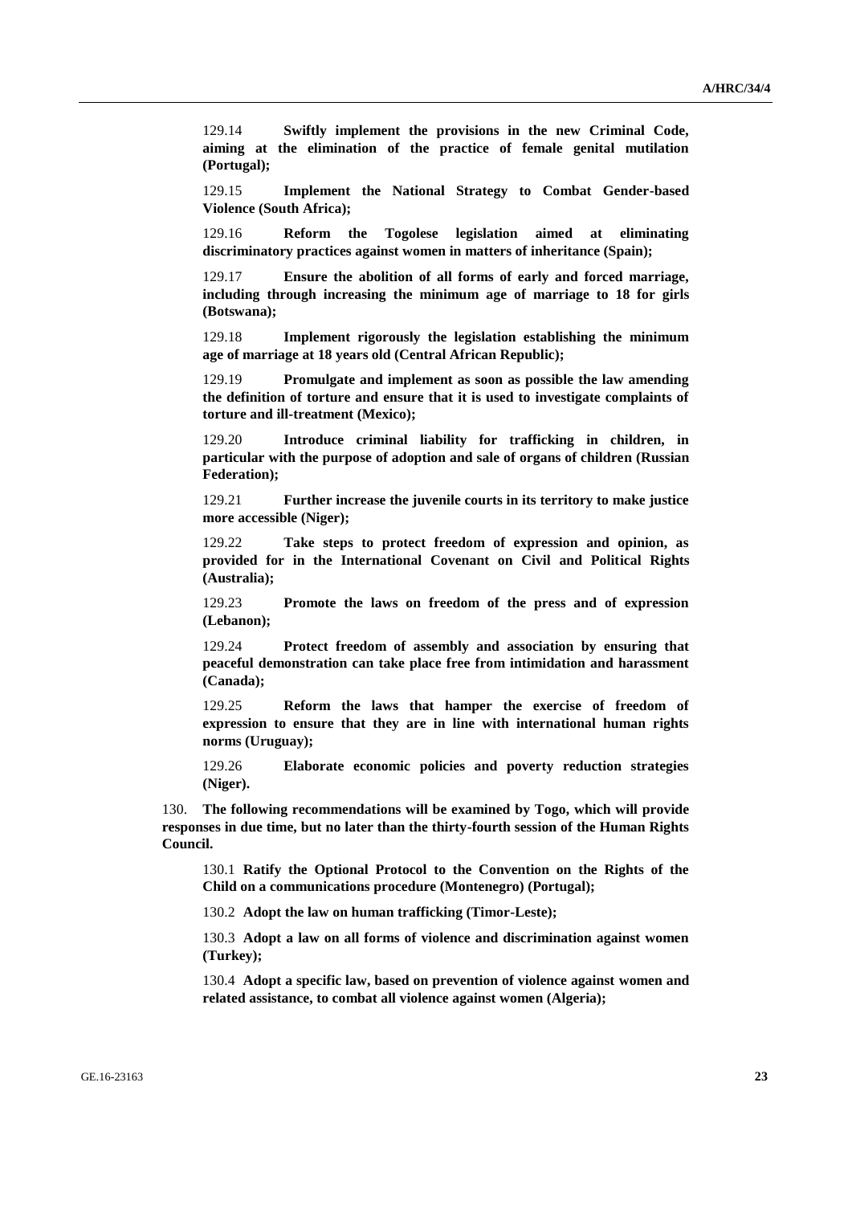129.14 **Swiftly implement the provisions in the new Criminal Code, aiming at the elimination of the practice of female genital mutilation (Portugal);**

129.15 **Implement the National Strategy to Combat Gender-based Violence (South Africa);**

129.16 **Reform the Togolese legislation aimed at eliminating discriminatory practices against women in matters of inheritance (Spain);**

129.17 **Ensure the abolition of all forms of early and forced marriage, including through increasing the minimum age of marriage to 18 for girls (Botswana);**

129.18 **Implement rigorously the legislation establishing the minimum age of marriage at 18 years old (Central African Republic);**

129.19 **Promulgate and implement as soon as possible the law amending the definition of torture and ensure that it is used to investigate complaints of torture and ill-treatment (Mexico);**

129.20 **Introduce criminal liability for trafficking in children, in particular with the purpose of adoption and sale of organs of children (Russian Federation);**

129.21 **Further increase the juvenile courts in its territory to make justice more accessible (Niger);**

129.22 **Take steps to protect freedom of expression and opinion, as provided for in the International Covenant on Civil and Political Rights (Australia);**

129.23 **Promote the laws on freedom of the press and of expression (Lebanon);**

129.24 **Protect freedom of assembly and association by ensuring that peaceful demonstration can take place free from intimidation and harassment (Canada);**

129.25 **Reform the laws that hamper the exercise of freedom of expression to ensure that they are in line with international human rights norms (Uruguay);**

129.26 **Elaborate economic policies and poverty reduction strategies (Niger).**

130. **The following recommendations will be examined by Togo, which will provide responses in due time, but no later than the thirty-fourth session of the Human Rights Council.**

130.1 **Ratify the Optional Protocol to the Convention on the Rights of the Child on a communications procedure (Montenegro) (Portugal);**

130.2 **Adopt the law on human trafficking (Timor-Leste);**

130.3 **Adopt a law on all forms of violence and discrimination against women (Turkey);**

130.4 **Adopt a specific law, based on prevention of violence against women and related assistance, to combat all violence against women (Algeria);**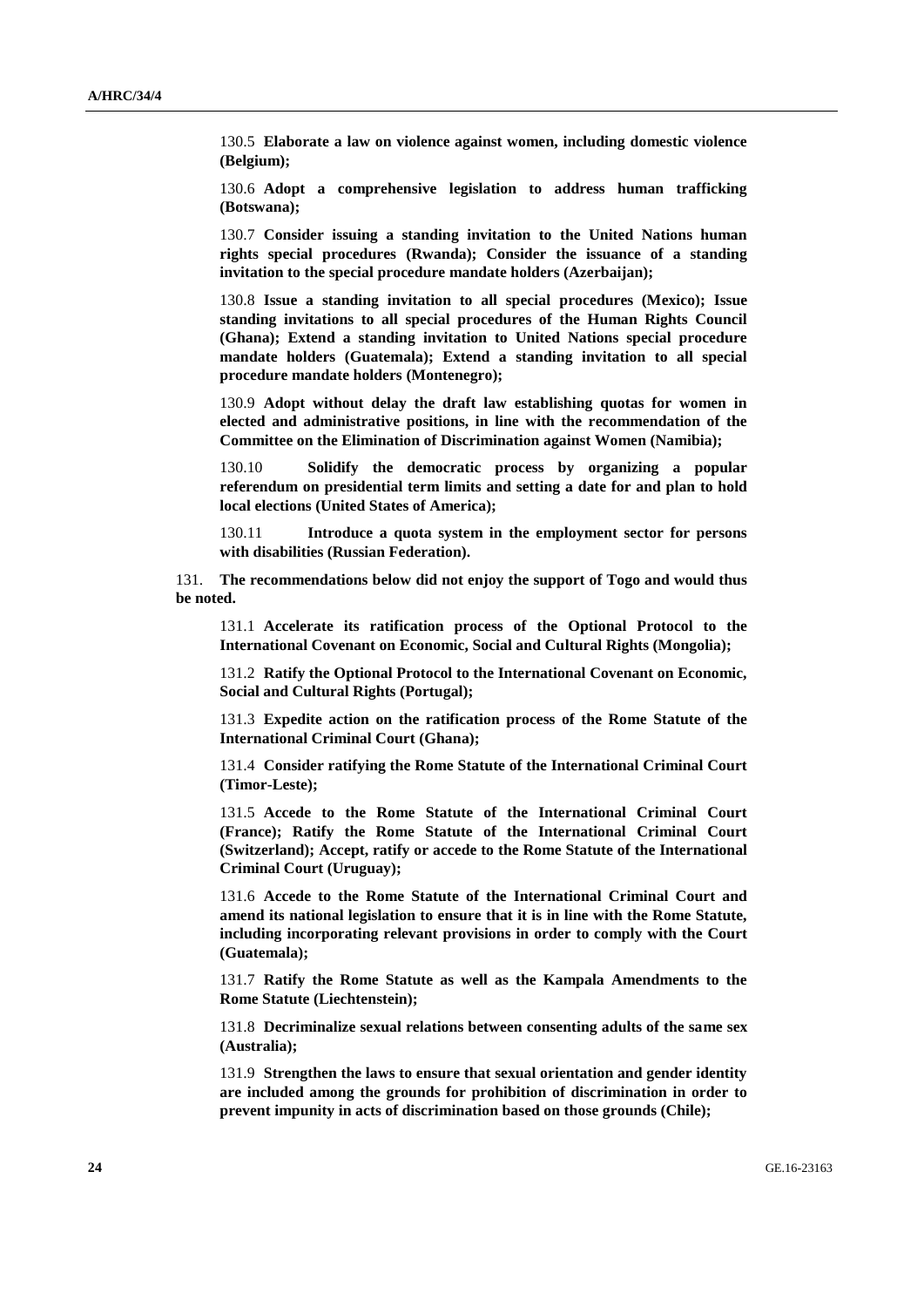130.5 **Elaborate a law on violence against women, including domestic violence (Belgium);**

130.6 **Adopt a comprehensive legislation to address human trafficking (Botswana);**

130.7 **Consider issuing a standing invitation to the United Nations human rights special procedures (Rwanda); Consider the issuance of a standing invitation to the special procedure mandate holders (Azerbaijan);**

130.8 **Issue a standing invitation to all special procedures (Mexico); Issue standing invitations to all special procedures of the Human Rights Council (Ghana); Extend a standing invitation to United Nations special procedure mandate holders (Guatemala); Extend a standing invitation to all special procedure mandate holders (Montenegro);**

130.9 **Adopt without delay the draft law establishing quotas for women in elected and administrative positions, in line with the recommendation of the Committee on the Elimination of Discrimination against Women (Namibia);**

130.10 **Solidify the democratic process by organizing a popular referendum on presidential term limits and setting a date for and plan to hold local elections (United States of America);**

130.11 **Introduce a quota system in the employment sector for persons with disabilities (Russian Federation).**

131. **The recommendations below did not enjoy the support of Togo and would thus be noted.**

131.1 **Accelerate its ratification process of the Optional Protocol to the International Covenant on Economic, Social and Cultural Rights (Mongolia);**

131.2 **Ratify the Optional Protocol to the International Covenant on Economic, Social and Cultural Rights (Portugal);**

131.3 **Expedite action on the ratification process of the Rome Statute of the International Criminal Court (Ghana);**

131.4 **Consider ratifying the Rome Statute of the International Criminal Court (Timor-Leste);**

131.5 **Accede to the Rome Statute of the International Criminal Court (France); Ratify the Rome Statute of the International Criminal Court (Switzerland); Accept, ratify or accede to the Rome Statute of the International Criminal Court (Uruguay);**

131.6 **Accede to the Rome Statute of the International Criminal Court and amend its national legislation to ensure that it is in line with the Rome Statute, including incorporating relevant provisions in order to comply with the Court (Guatemala);**

131.7 **Ratify the Rome Statute as well as the Kampala Amendments to the Rome Statute (Liechtenstein);**

131.8 **Decriminalize sexual relations between consenting adults of the same sex (Australia);**

131.9 **Strengthen the laws to ensure that sexual orientation and gender identity are included among the grounds for prohibition of discrimination in order to prevent impunity in acts of discrimination based on those grounds (Chile);**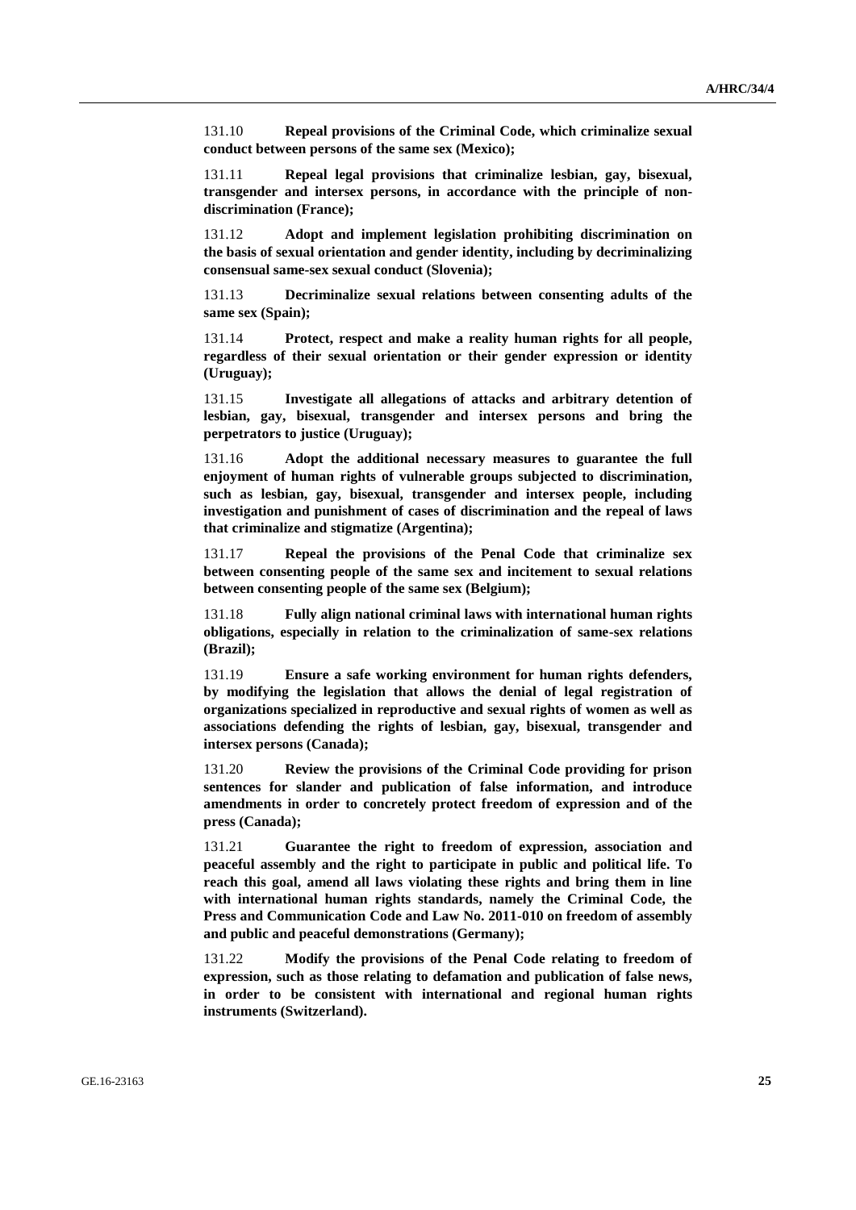131.10 **Repeal provisions of the Criminal Code, which criminalize sexual conduct between persons of the same sex (Mexico);**

131.11 **Repeal legal provisions that criminalize lesbian, gay, bisexual, transgender and intersex persons, in accordance with the principle of non-discrimination (France);**

131.12 **Adopt and implement legislation prohibiting discrimination on the basis of sexual orientation and gender identity, including by decriminalizing consensual same-sex sexual conduct (Slovenia);**

131.13 **Decriminalize sexual relations between consenting adults of the same sex (Spain);**

131.14 **Protect, respect and make a reality human rights for all people, regardless of their sexual orientation or their gender expression or identity (Uruguay);**

131.15 **Investigate all allegations of attacks and arbitrary detention of lesbian, gay, bisexual, transgender and intersex persons and bring the perpetrators to justice (Uruguay);**

131.16 **Adopt the additional necessary measures to guarantee the full enjoyment of human rights of vulnerable groups subjected to discrimination, such as lesbian, gay, bisexual, transgender and intersex people, including investigation and punishment of cases of discrimination and the repeal of laws that criminalize and stigmatize (Argentina);**

131.17 **Repeal the provisions of the Penal Code that criminalize sex between consenting people of the same sex and incitement to sexual relations between consenting people of the same sex (Belgium);**

131.18 **Fully align national criminal laws with international human rights obligations, especially in relation to the criminalization of same-sex relations (Brazil);**

131.19 **Ensure a safe working environment for human rights defenders, by modifying the legislation that allows the denial of legal registration of organizations specialized in reproductive and sexual rights of women as well as associations defending the rights of lesbian, gay, bisexual, transgender and intersex persons (Canada);**

131.20 **Review the provisions of the Criminal Code providing for prison sentences for slander and publication of false information, and introduce amendments in order to concretely protect freedom of expression and of the press (Canada);**

131.21 **Guarantee the right to freedom of expression, association and peaceful assembly and the right to participate in public and political life. To reach this goal, amend all laws violating these rights and bring them in line with international human rights standards, namely the Criminal Code, the Press and Communication Code and Law No. 2011-010 on freedom of assembly and public and peaceful demonstrations (Germany);**

131.22 **Modify the provisions of the Penal Code relating to freedom of expression, such as those relating to defamation and publication of false news, in order to be consistent with international and regional human rights instruments (Switzerland).**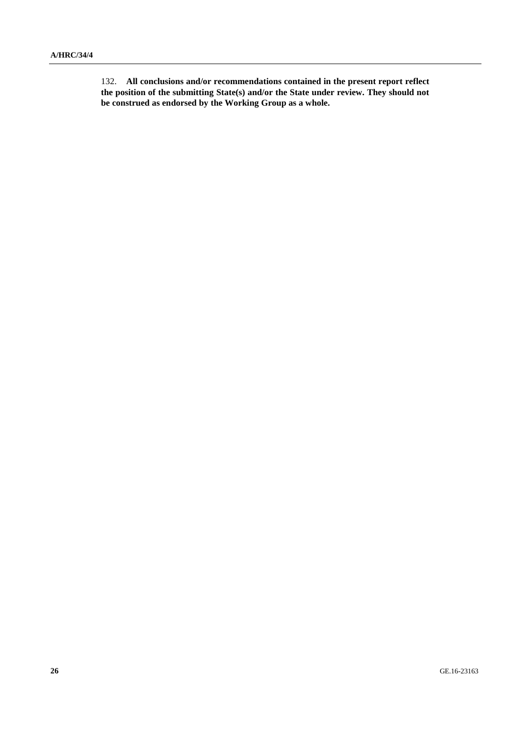132. **All conclusions and/or recommendations contained in the present report reflect the position of the submitting State(s) and/or the State under review. They should not be construed as endorsed by the Working Group as a whole.**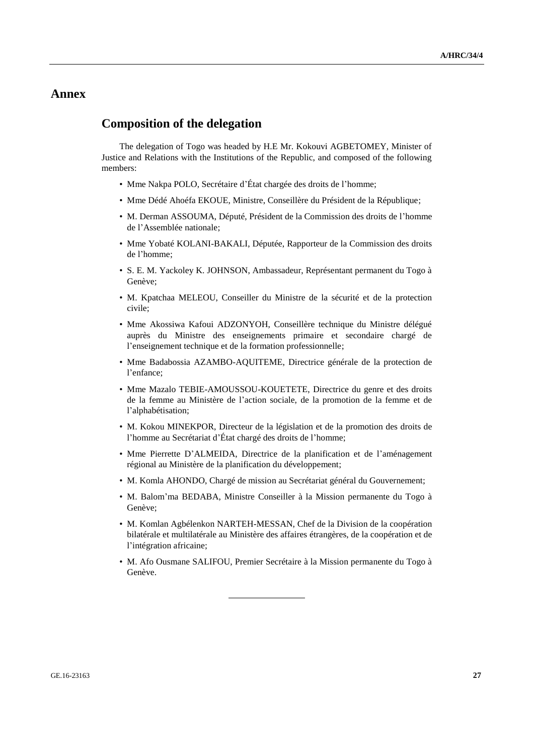# Annex

## Composition of the delegation

The delegation of Togo was headed by H.E Mr. Kokouvi AGBETOMEY, Minister of Justice and Relations with the Institutions of the Republic, and composed of the following members:

- Mme Nakpa POLO, Secrétaire d'État chargée des droits de l'homme;
- Mme Dédé Ahoéfa EKOUE, Ministre, Conseillère du Président de la République;
- M. Derman ASSOUMA, Député, Président de la Commission des droits de l'homme de l'Assemblée nationale;
- Mme Yobaté KOLANI-BAKALI, Députée, Rapporteur de la Commission des droits de l'homme;
- S. E. M. Yackoley K. JOHNSON, Ambassadeur, Représentant permanent du Togo à Genève;
- M. Kpatchaa MELEOU, Conseiller du Ministre de la sécurité et de la protection civile;
- Mme Akossiwa Kafoui ADZONYOH, Conseillère technique du Ministre délégué auprès du Ministre des enseignements primaire et secondaire chargé de l'enseignement technique et de la formation professionnelle;
- Mme Badabossia AZAMBO-AQUITEME, Directrice générale de la protection de l'enfance;
- Mme Mazalo TEBIE-AMOUSSOU-KOUETETE, Directrice du genre et des droits de la femme au Ministère de l'action sociale, de la promotion de la femme et de l'alphabétisation;
- M. Kokou MINEKPOR, Directeur de la législation et de la promotion des droits de l'homme au Secrétariat d'État chargé des droits de l'homme;
- Mme Pierrette D'ALMEIDA, Directrice de la planification et de l'aménagement régional au Ministère de la planification du développement;
- M. Komla AHONDO, Chargé de mission au Secrétariat général du Gouvernement;
- M. Balom'ma BEDABA, Ministre Conseiller à la Mission permanente du Togo à Genève;
- M. Komlan Agbélenkon NARTEH-MESSAN, Chef de la Division de la coopération bilatérale et multilatérale au Ministère des affaires étrangères, de la coopération et de l'intégration africaine;
- M. Afo Ousmane SALIFOU, Premier Secrétaire à la Mission permanente du Togo à Genève.